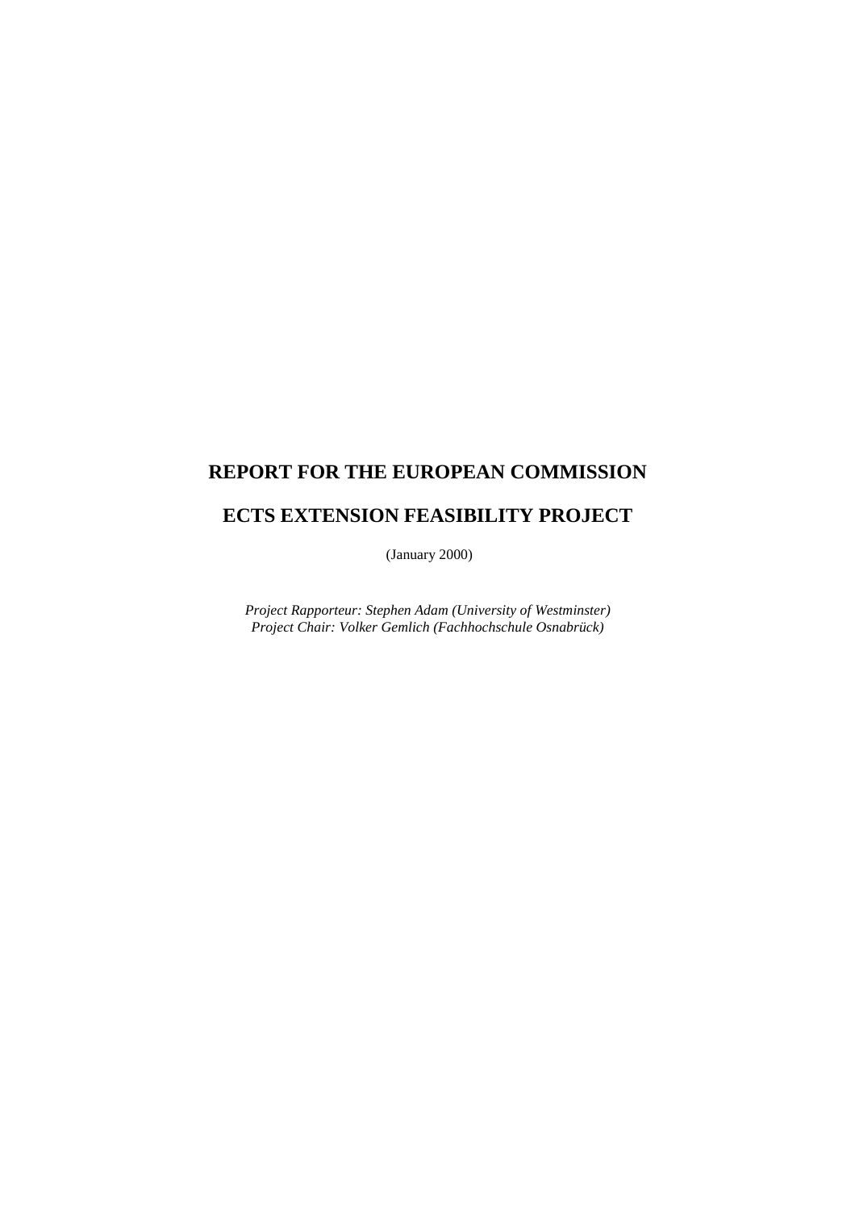# REPORT FOR THE EUROPEAN COMMISSION

# ECTS EXTENSION FEASIBILITY PROJECT

(January 2000)

*Project Rapporteur: Stephen Adam (University of Westminster)*
*Project Chair: Volker Gemlich (Fachhochschule Osnabrück)*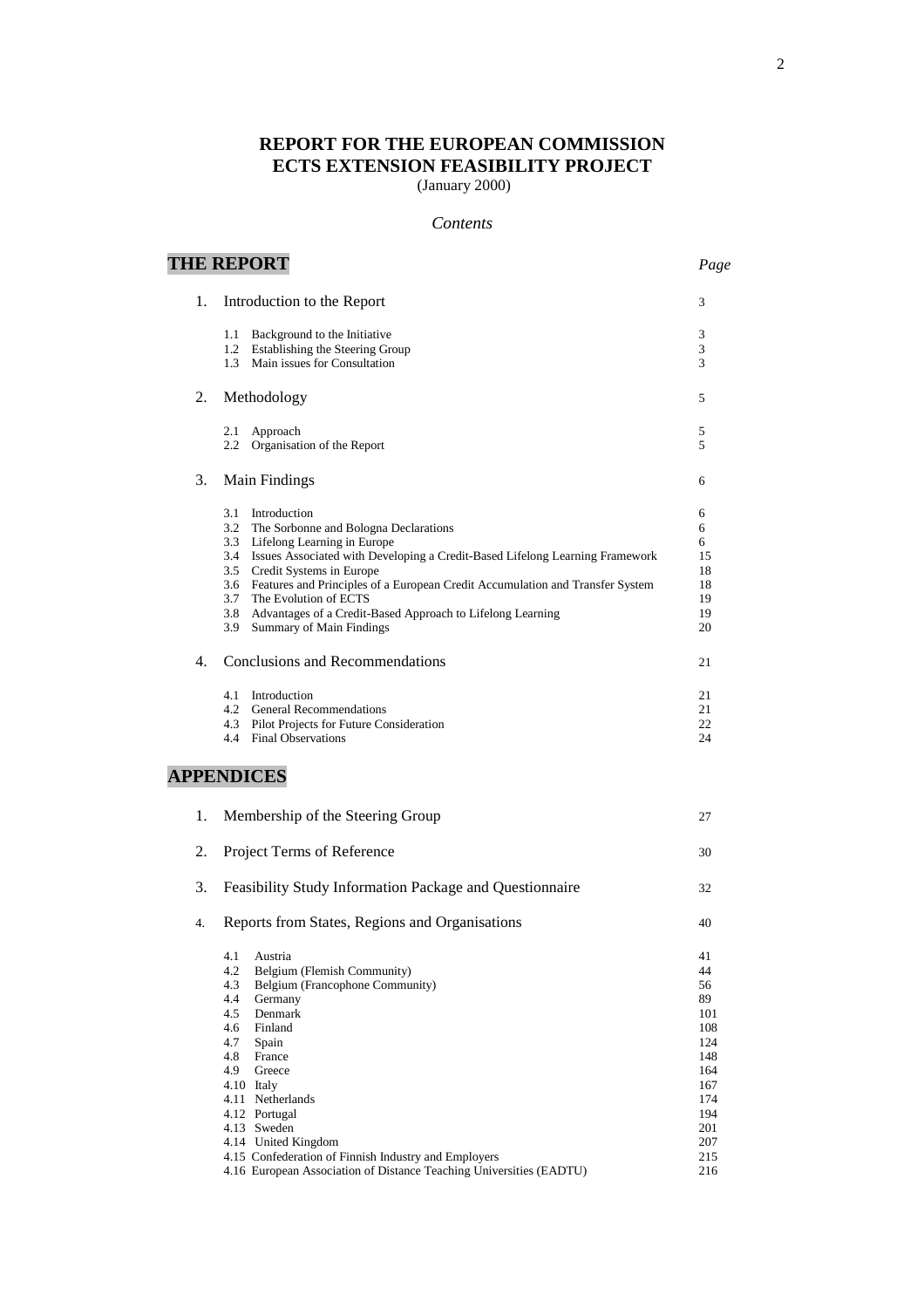# REPORT FOR THE EUROPEAN COMMISSION
# ECTS EXTENSION FEASIBILITY PROJECT

(January 2000)

*Contents*

## THE REPORT

| | | *Page* |
|---|---|---|
| 1. | Introduction to the Report | 3 |
| | 1.1 Background to the Initiative | 3 |
| | 1.2 Establishing the Steering Group | 3 |
| | 1.3 Main issues for Consultation | 3 |
| 2. | Methodology | 5 |
| | 2.1 Approach | 5 |
| | 2.2 Organisation of the Report | 5 |
| 3. | Main Findings | 6 |
| | 3.1 Introduction | 6 |
| | 3.2 The Sorbonne and Bologna Declarations | 6 |
| | 3.3 Lifelong Learning in Europe | 6 |
| | 3.4 Issues Associated with Developing a Credit-Based Lifelong Learning Framework | 15 |
| | 3.5 Credit Systems in Europe | 18 |
| | 3.6 Features and Principles of a European Credit Accumulation and Transfer System | 18 |
| | 3.7 The Evolution of ECTS | 19 |
| | 3.8 Advantages of a Credit-Based Approach to Lifelong Learning | 19 |
| | 3.9 Summary of Main Findings | 20 |
| 4. | Conclusions and Recommendations | 21 |
| | 4.1 Introduction | 21 |
| | 4.2 General Recommendations | 21 |
| | 4.3 Pilot Projects for Future Consideration | 22 |
| | 4.4 Final Observations | 24 |

## APPENDICES

| | | |
|---|---|---|
| 1. | Membership of the Steering Group | 27 |
| 2. | Project Terms of Reference | 30 |
| 3. | Feasibility Study Information Package and Questionnaire | 32 |
| 4. | Reports from States, Regions and Organisations | 40 |
| | 4.1 Austria | 41 |
| | 4.2 Belgium (Flemish Community) | 44 |
| | 4.3 Belgium (Francophone Community) | 56 |
| | 4.4 Germany | 89 |
| | 4.5 Denmark | 101 |
| | 4.6 Finland | 108 |
| | 4.7 Spain | 124 |
| | 4.8 France | 148 |
| | 4.9 Greece | 164 |
| | 4.10 Italy | 167 |
| | 4.11 Netherlands | 174 |
| | 4.12 Portugal | 194 |
| | 4.13 Sweden | 201 |
| | 4.14 United Kingdom | 207 |
| | 4.15 Confederation of Finnish Industry and Employers | 215 |
| | 4.16 European Association of Distance Teaching Universities (EADTU) | 216 |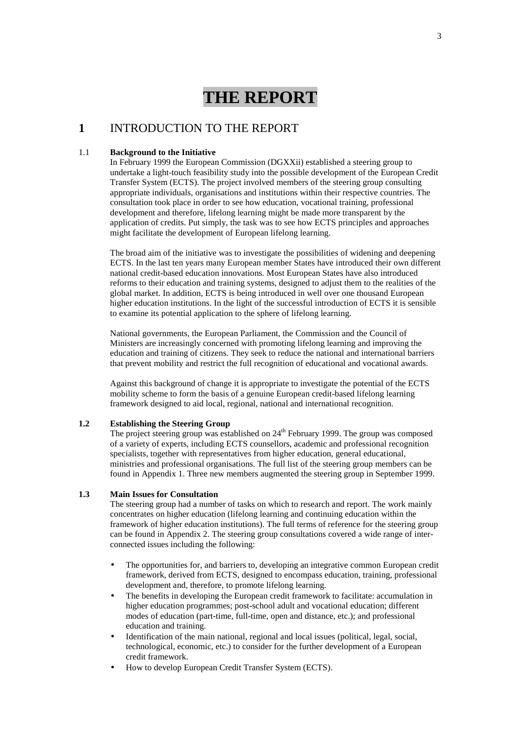# THE REPORT

## 1 INTRODUCTION TO THE REPORT

### 1.1 Background to the Initiative

In February 1999 the European Commission (DGXXii) established a steering group to undertake a light-touch feasibility study into the possible development of the European Credit Transfer System (ECTS). The project involved members of the steering group consulting appropriate individuals, organisations and institutions within their respective countries. The consultation took place in order to see how education, vocational training, professional development and therefore, lifelong learning might be made more transparent by the application of credits. Put simply, the task was to see how ECTS principles and approaches might facilitate the development of European lifelong learning.

The broad aim of the initiative was to investigate the possibilities of widening and deepening ECTS. In the last ten years many European member States have introduced their own different national credit-based education innovations. Most European States have also introduced reforms to their education and training systems, designed to adjust them to the realities of the global market. In addition, ECTS is being introduced in well over one thousand European higher education institutions. In the light of the successful introduction of ECTS it is sensible to examine its potential application to the sphere of lifelong learning.

National governments, the European Parliament, the Commission and the Council of Ministers are increasingly concerned with promoting lifelong learning and improving the education and training of citizens. They seek to reduce the national and international barriers that prevent mobility and restrict the full recognition of educational and vocational awards.

Against this background of change it is appropriate to investigate the potential of the ECTS mobility scheme to form the basis of a genuine European credit-based lifelong learning framework designed to aid local, regional, national and international recognition.

### 1.2 Establishing the Steering Group

The project steering group was established on 24th February 1999. The group was composed of a variety of experts, including ECTS counsellors, academic and professional recognition specialists, together with representatives from higher education, general educational, ministries and professional organisations. The full list of the steering group members can be found in Appendix 1. Three new members augmented the steering group in September 1999.

### 1.3 Main Issues for Consultation

The steering group had a number of tasks on which to research and report. The work mainly concentrates on higher education (lifelong learning and continuing education within the framework of higher education institutions). The full terms of reference for the steering group can be found in Appendix 2. The steering group consultations covered a wide range of inter-connected issues including the following:

- The opportunities for, and barriers to, developing an integrative common European credit framework, derived from ECTS, designed to encompass education, training, professional development and, therefore, to promote lifelong learning.
- The benefits in developing the European credit framework to facilitate: accumulation in higher education programmes; post-school adult and vocational education; different modes of education (part-time, full-time, open and distance, etc.); and professional education and training.
- Identification of the main national, regional and local issues (political, legal, social, technological, economic, etc.) to consider for the further development of a European credit framework.
- How to develop European Credit Transfer System (ECTS).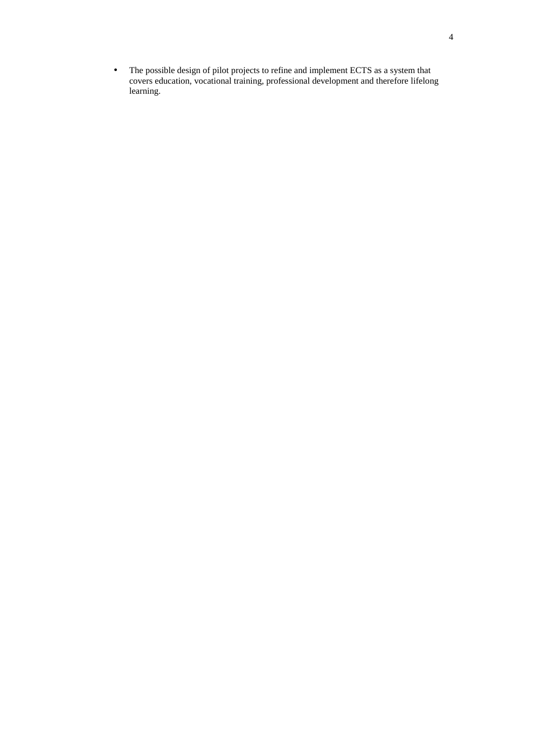- The possible design of pilot projects to refine and implement ECTS as a system that covers education, vocational training, professional development and therefore lifelong learning.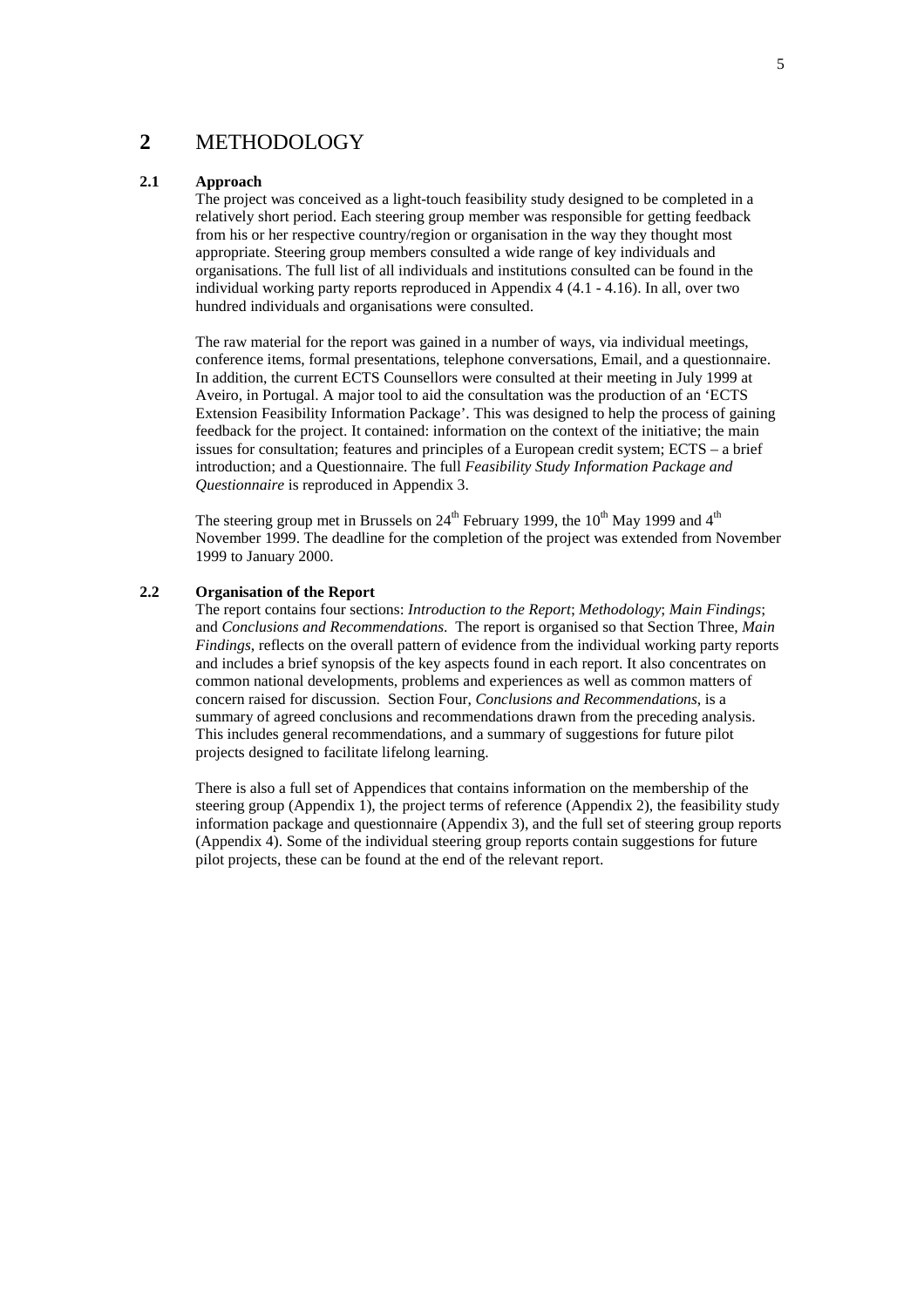# 2 METHODOLOGY

## 2.1 Approach

The project was conceived as a light-touch feasibility study designed to be completed in a relatively short period. Each steering group member was responsible for getting feedback from his or her respective country/region or organisation in the way they thought most appropriate. Steering group members consulted a wide range of key individuals and organisations. The full list of all individuals and institutions consulted can be found in the individual working party reports reproduced in Appendix 4 (4.1 - 4.16). In all, over two hundred individuals and organisations were consulted.

The raw material for the report was gained in a number of ways, via individual meetings, conference items, formal presentations, telephone conversations, Email, and a questionnaire. In addition, the current ECTS Counsellors were consulted at their meeting in July 1999 at Aveiro, in Portugal. A major tool to aid the consultation was the production of an 'ECTS Extension Feasibility Information Package'. This was designed to help the process of gaining feedback for the project. It contained: information on the context of the initiative; the main issues for consultation; features and principles of a European credit system; ECTS – a brief introduction; and a Questionnaire. The full *Feasibility Study Information Package and Questionnaire* is reproduced in Appendix 3.

The steering group met in Brussels on 24th February 1999, the 10th May 1999 and 4th November 1999. The deadline for the completion of the project was extended from November 1999 to January 2000.

## 2.2 Organisation of the Report

The report contains four sections: *Introduction to the Report*; *Methodology*; *Main Findings*; and *Conclusions and Recommendations*. The report is organised so that Section Three, *Main Findings*, reflects on the overall pattern of evidence from the individual working party reports and includes a brief synopsis of the key aspects found in each report. It also concentrates on common national developments, problems and experiences as well as common matters of concern raised for discussion. Section Four, *Conclusions and Recommendations*, is a summary of agreed conclusions and recommendations drawn from the preceding analysis. This includes general recommendations, and a summary of suggestions for future pilot projects designed to facilitate lifelong learning.

There is also a full set of Appendices that contains information on the membership of the steering group (Appendix 1), the project terms of reference (Appendix 2), the feasibility study information package and questionnaire (Appendix 3), and the full set of steering group reports (Appendix 4). Some of the individual steering group reports contain suggestions for future pilot projects, these can be found at the end of the relevant report.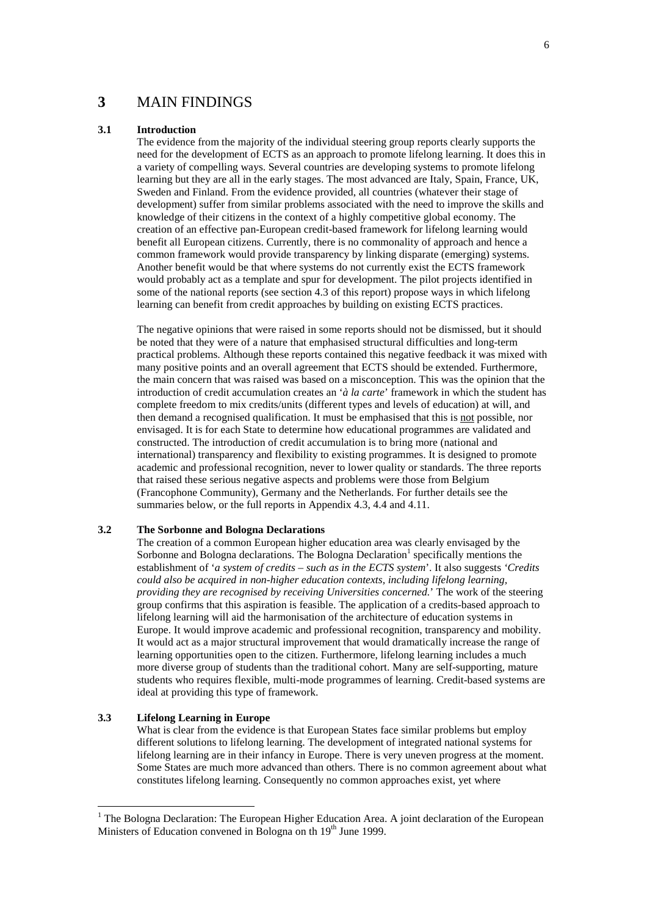# 3 MAIN FINDINGS

## 3.1 Introduction

The evidence from the majority of the individual steering group reports clearly supports the need for the development of ECTS as an approach to promote lifelong learning. It does this in a variety of compelling ways. Several countries are developing systems to promote lifelong learning but they are all in the early stages. The most advanced are Italy, Spain, France, UK, Sweden and Finland. From the evidence provided, all countries (whatever their stage of development) suffer from similar problems associated with the need to improve the skills and knowledge of their citizens in the context of a highly competitive global economy. The creation of an effective pan-European credit-based framework for lifelong learning would benefit all European citizens. Currently, there is no commonality of approach and hence a common framework would provide transparency by linking disparate (emerging) systems. Another benefit would be that where systems do not currently exist the ECTS framework would probably act as a template and spur for development. The pilot projects identified in some of the national reports (see section 4.3 of this report) propose ways in which lifelong learning can benefit from credit approaches by building on existing ECTS practices.

The negative opinions that were raised in some reports should not be dismissed, but it should be noted that they were of a nature that emphasised structural difficulties and long-term practical problems. Although these reports contained this negative feedback it was mixed with many positive points and an overall agreement that ECTS should be extended. Furthermore, the main concern that was raised was based on a misconception. This was the opinion that the introduction of credit accumulation creates an '*à la carte*' framework in which the student has complete freedom to mix credits/units (different types and levels of education) at will, and then demand a recognised qualification. It must be emphasised that this is <u>not</u> possible, nor envisaged. It is for each State to determine how educational programmes are validated and constructed. The introduction of credit accumulation is to bring more (national and international) transparency and flexibility to existing programmes. It is designed to promote academic and professional recognition, never to lower quality or standards. The three reports that raised these serious negative aspects and problems were those from Belgium (Francophone Community), Germany and the Netherlands. For further details see the summaries below, or the full reports in Appendix 4.3, 4.4 and 4.11.

## 3.2 The Sorbonne and Bologna Declarations

The creation of a common European higher education area was clearly envisaged by the Sorbonne and Bologna declarations. The Bologna Declaration[1] specifically mentions the establishment of '*a system of credits – such as in the ECTS system*'. It also suggests '*Credits could also be acquired in non-higher education contexts, including lifelong learning, providing they are recognised by receiving Universities concerned.*' The work of the steering group confirms that this aspiration is feasible. The application of a credits-based approach to lifelong learning will aid the harmonisation of the architecture of education systems in Europe. It would improve academic and professional recognition, transparency and mobility. It would act as a major structural improvement that would dramatically increase the range of learning opportunities open to the citizen. Furthermore, lifelong learning includes a much more diverse group of students than the traditional cohort. Many are self-supporting, mature students who requires flexible, multi-mode programmes of learning. Credit-based systems are ideal at providing this type of framework.

## 3.3 Lifelong Learning in Europe

What is clear from the evidence is that European States face similar problems but employ different solutions to lifelong learning. The development of integrated national systems for lifelong learning are in their infancy in Europe. There is very uneven progress at the moment. Some States are much more advanced than others. There is no common agreement about what constitutes lifelong learning. Consequently no common approaches exist, yet where

---

[1] The Bologna Declaration: The European Higher Education Area. A joint declaration of the European Ministers of Education convened in Bologna on th 19th June 1999.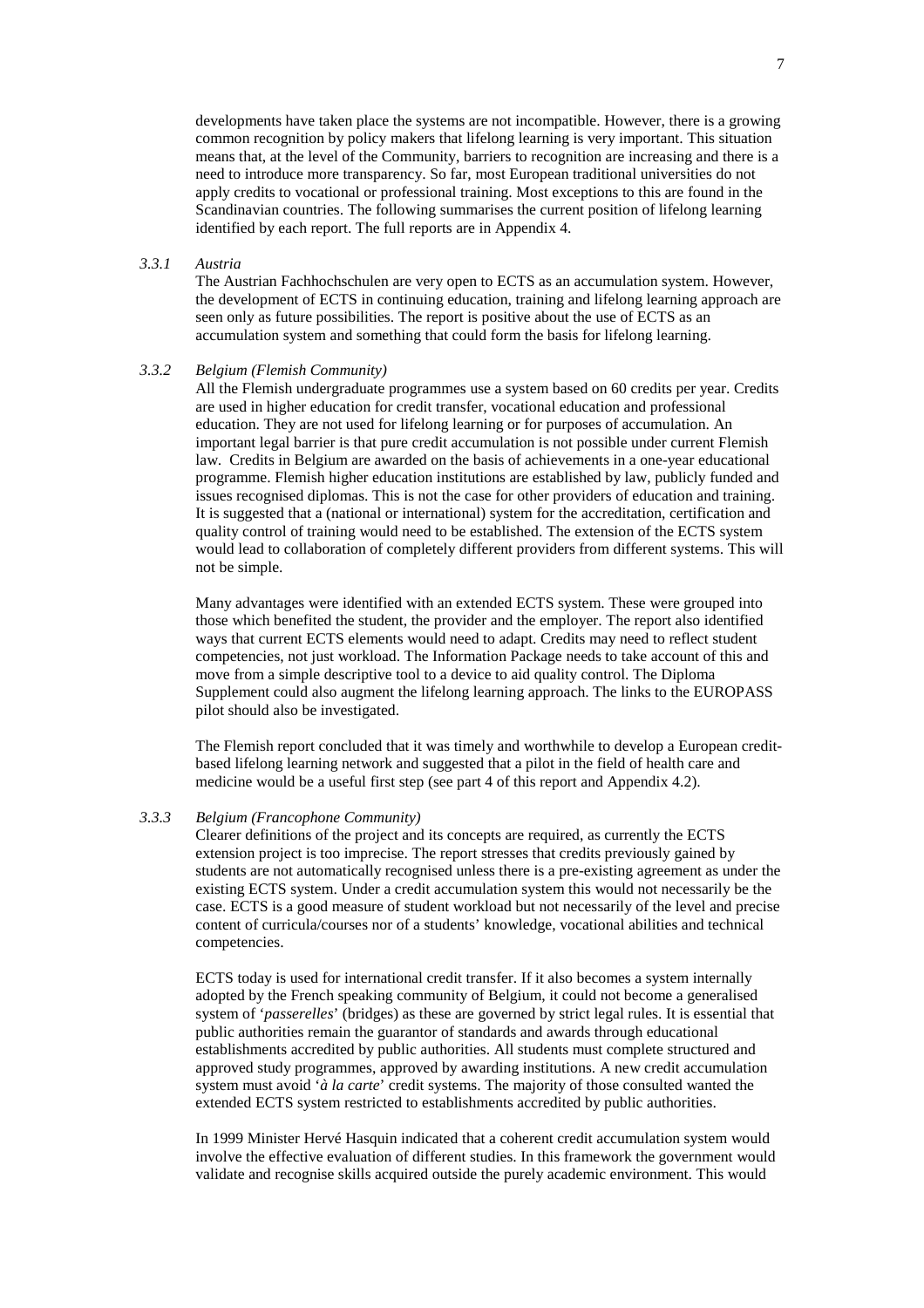developments have taken place the systems are not incompatible. However, there is a growing common recognition by policy makers that lifelong learning is very important. This situation means that, at the level of the Community, barriers to recognition are increasing and there is a need to introduce more transparency. So far, most European traditional universities do not apply credits to vocational or professional training. Most exceptions to this are found in the Scandinavian countries. The following summarises the current position of lifelong learning identified by each report. The full reports are in Appendix 4.

### *3.3.1 Austria*

The Austrian Fachhochschulen are very open to ECTS as an accumulation system. However, the development of ECTS in continuing education, training and lifelong learning approach are seen only as future possibilities. The report is positive about the use of ECTS as an accumulation system and something that could form the basis for lifelong learning.

### *3.3.2 Belgium (Flemish Community)*

All the Flemish undergraduate programmes use a system based on 60 credits per year. Credits are used in higher education for credit transfer, vocational education and professional education. They are not used for lifelong learning or for purposes of accumulation. An important legal barrier is that pure credit accumulation is not possible under current Flemish law. Credits in Belgium are awarded on the basis of achievements in a one-year educational programme. Flemish higher education institutions are established by law, publicly funded and issues recognised diplomas. This is not the case for other providers of education and training. It is suggested that a (national or international) system for the accreditation, certification and quality control of training would need to be established. The extension of the ECTS system would lead to collaboration of completely different providers from different systems. This will not be simple.

Many advantages were identified with an extended ECTS system. These were grouped into those which benefited the student, the provider and the employer. The report also identified ways that current ECTS elements would need to adapt. Credits may need to reflect student competencies, not just workload. The Information Package needs to take account of this and move from a simple descriptive tool to a device to aid quality control. The Diploma Supplement could also augment the lifelong learning approach. The links to the EUROPASS pilot should also be investigated.

The Flemish report concluded that it was timely and worthwhile to develop a European credit-based lifelong learning network and suggested that a pilot in the field of health care and medicine would be a useful first step (see part 4 of this report and Appendix 4.2).

### *3.3.3 Belgium (Francophone Community)*

Clearer definitions of the project and its concepts are required, as currently the ECTS extension project is too imprecise. The report stresses that credits previously gained by students are not automatically recognised unless there is a pre-existing agreement as under the existing ECTS system. Under a credit accumulation system this would not necessarily be the case. ECTS is a good measure of student workload but not necessarily of the level and precise content of curricula/courses nor of a students' knowledge, vocational abilities and technical competencies.

ECTS today is used for international credit transfer. If it also becomes a system internally adopted by the French speaking community of Belgium, it could not become a generalised system of '*passerelles*' (bridges) as these are governed by strict legal rules. It is essential that public authorities remain the guarantor of standards and awards through educational establishments accredited by public authorities. All students must complete structured and approved study programmes, approved by awarding institutions. A new credit accumulation system must avoid '*à la carte*' credit systems. The majority of those consulted wanted the extended ECTS system restricted to establishments accredited by public authorities.

In 1999 Minister Hervé Hasquin indicated that a coherent credit accumulation system would involve the effective evaluation of different studies. In this framework the government would validate and recognise skills acquired outside the purely academic environment. This would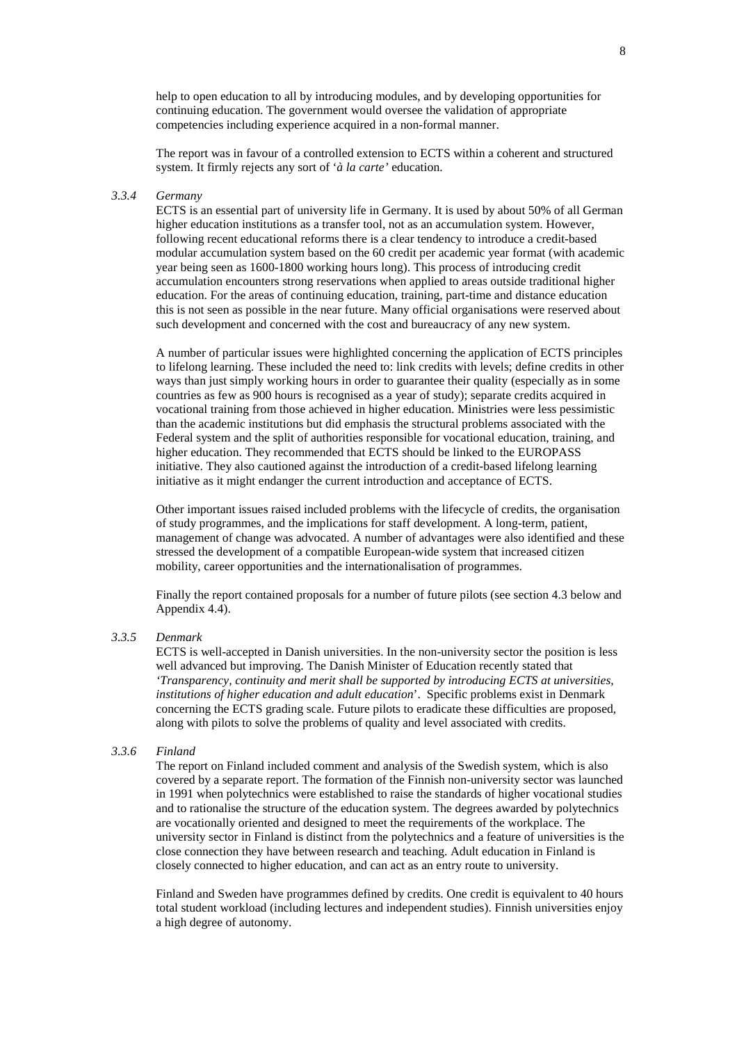help to open education to all by introducing modules, and by developing opportunities for continuing education. The government would oversee the validation of appropriate competencies including experience acquired in a non-formal manner.

The report was in favour of a controlled extension to ECTS within a coherent and structured system. It firmly rejects any sort of '*à la carte'* education.

### *3.3.4 Germany*

ECTS is an essential part of university life in Germany. It is used by about 50% of all German higher education institutions as a transfer tool, not as an accumulation system. However, following recent educational reforms there is a clear tendency to introduce a credit-based modular accumulation system based on the 60 credit per academic year format (with academic year being seen as 1600-1800 working hours long). This process of introducing credit accumulation encounters strong reservations when applied to areas outside traditional higher education. For the areas of continuing education, training, part-time and distance education this is not seen as possible in the near future. Many official organisations were reserved about such development and concerned with the cost and bureaucracy of any new system.

A number of particular issues were highlighted concerning the application of ECTS principles to lifelong learning. These included the need to: link credits with levels; define credits in other ways than just simply working hours in order to guarantee their quality (especially as in some countries as few as 900 hours is recognised as a year of study); separate credits acquired in vocational training from those achieved in higher education. Ministries were less pessimistic than the academic institutions but did emphasis the structural problems associated with the Federal system and the split of authorities responsible for vocational education, training, and higher education. They recommended that ECTS should be linked to the EUROPASS initiative. They also cautioned against the introduction of a credit-based lifelong learning initiative as it might endanger the current introduction and acceptance of ECTS.

Other important issues raised included problems with the lifecycle of credits, the organisation of study programmes, and the implications for staff development. A long-term, patient, management of change was advocated. A number of advantages were also identified and these stressed the development of a compatible European-wide system that increased citizen mobility, career opportunities and the internationalisation of programmes.

Finally the report contained proposals for a number of future pilots (see section 4.3 below and Appendix 4.4).

### *3.3.5 Denmark*

ECTS is well-accepted in Danish universities. In the non-university sector the position is less well advanced but improving. The Danish Minister of Education recently stated that '*Transparency, continuity and merit shall be supported by introducing ECTS at universities, institutions of higher education and adult education*'. Specific problems exist in Denmark concerning the ECTS grading scale. Future pilots to eradicate these difficulties are proposed, along with pilots to solve the problems of quality and level associated with credits.

### *3.3.6 Finland*

The report on Finland included comment and analysis of the Swedish system, which is also covered by a separate report. The formation of the Finnish non-university sector was launched in 1991 when polytechnics were established to raise the standards of higher vocational studies and to rationalise the structure of the education system. The degrees awarded by polytechnics are vocationally oriented and designed to meet the requirements of the workplace. The university sector in Finland is distinct from the polytechnics and a feature of universities is the close connection they have between research and teaching. Adult education in Finland is closely connected to higher education, and can act as an entry route to university.

Finland and Sweden have programmes defined by credits. One credit is equivalent to 40 hours total student workload (including lectures and independent studies). Finnish universities enjoy a high degree of autonomy.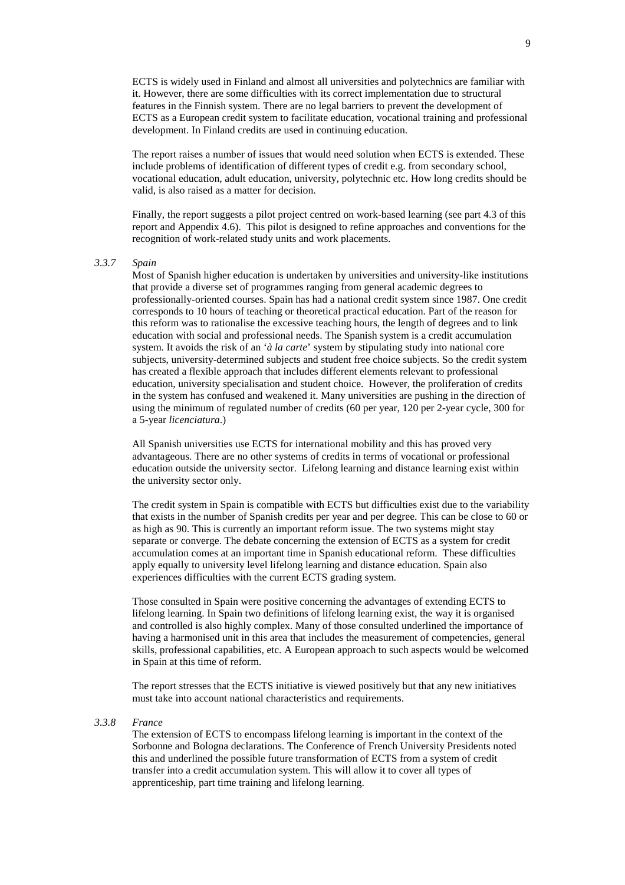ECTS is widely used in Finland and almost all universities and polytechnics are familiar with it. However, there are some difficulties with its correct implementation due to structural features in the Finnish system. There are no legal barriers to prevent the development of ECTS as a European credit system to facilitate education, vocational training and professional development. In Finland credits are used in continuing education.

The report raises a number of issues that would need solution when ECTS is extended. These include problems of identification of different types of credit e.g. from secondary school, vocational education, adult education, university, polytechnic etc. How long credits should be valid, is also raised as a matter for decision.

Finally, the report suggests a pilot project centred on work-based learning (see part 4.3 of this report and Appendix 4.6). This pilot is designed to refine approaches and conventions for the recognition of work-related study units and work placements.

### *3.3.7 Spain*

Most of Spanish higher education is undertaken by universities and university-like institutions that provide a diverse set of programmes ranging from general academic degrees to professionally-oriented courses. Spain has had a national credit system since 1987. One credit corresponds to 10 hours of teaching or theoretical practical education. Part of the reason for this reform was to rationalise the excessive teaching hours, the length of degrees and to link education with social and professional needs. The Spanish system is a credit accumulation system. It avoids the risk of an '*à la carte*' system by stipulating study into national core subjects, university-determined subjects and student free choice subjects. So the credit system has created a flexible approach that includes different elements relevant to professional education, university specialisation and student choice. However, the proliferation of credits in the system has confused and weakened it. Many universities are pushing in the direction of using the minimum of regulated number of credits (60 per year, 120 per 2-year cycle, 300 for a 5-year *licenciatura*.)

All Spanish universities use ECTS for international mobility and this has proved very advantageous. There are no other systems of credits in terms of vocational or professional education outside the university sector. Lifelong learning and distance learning exist within the university sector only.

The credit system in Spain is compatible with ECTS but difficulties exist due to the variability that exists in the number of Spanish credits per year and per degree. This can be close to 60 or as high as 90. This is currently an important reform issue. The two systems might stay separate or converge. The debate concerning the extension of ECTS as a system for credit accumulation comes at an important time in Spanish educational reform. These difficulties apply equally to university level lifelong learning and distance education. Spain also experiences difficulties with the current ECTS grading system.

Those consulted in Spain were positive concerning the advantages of extending ECTS to lifelong learning. In Spain two definitions of lifelong learning exist, the way it is organised and controlled is also highly complex. Many of those consulted underlined the importance of having a harmonised unit in this area that includes the measurement of competencies, general skills, professional capabilities, etc. A European approach to such aspects would be welcomed in Spain at this time of reform.

The report stresses that the ECTS initiative is viewed positively but that any new initiatives must take into account national characteristics and requirements.

### *3.3.8 France*

The extension of ECTS to encompass lifelong learning is important in the context of the Sorbonne and Bologna declarations. The Conference of French University Presidents noted this and underlined the possible future transformation of ECTS from a system of credit transfer into a credit accumulation system. This will allow it to cover all types of apprenticeship, part time training and lifelong learning.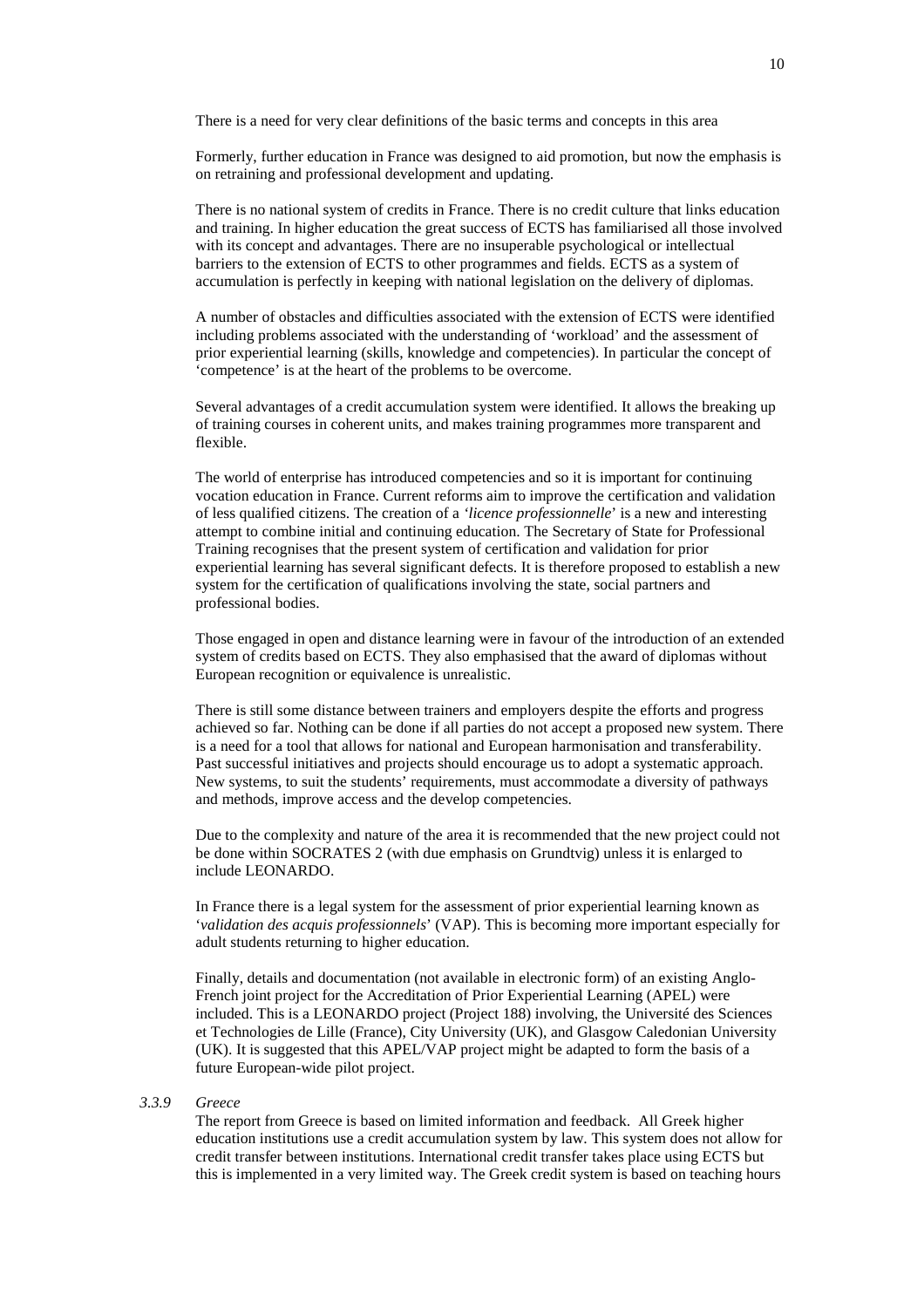There is a need for very clear definitions of the basic terms and concepts in this area

Formerly, further education in France was designed to aid promotion, but now the emphasis is on retraining and professional development and updating.

There is no national system of credits in France. There is no credit culture that links education and training. In higher education the great success of ECTS has familiarised all those involved with its concept and advantages. There are no insuperable psychological or intellectual barriers to the extension of ECTS to other programmes and fields. ECTS as a system of accumulation is perfectly in keeping with national legislation on the delivery of diplomas.

A number of obstacles and difficulties associated with the extension of ECTS were identified including problems associated with the understanding of 'workload' and the assessment of prior experiential learning (skills, knowledge and competencies). In particular the concept of 'competence' is at the heart of the problems to be overcome.

Several advantages of a credit accumulation system were identified. It allows the breaking up of training courses in coherent units, and makes training programmes more transparent and flexible.

The world of enterprise has introduced competencies and so it is important for continuing vocation education in France. Current reforms aim to improve the certification and validation of less qualified citizens. The creation of a '*licence professionnelle*' is a new and interesting attempt to combine initial and continuing education. The Secretary of State for Professional Training recognises that the present system of certification and validation for prior experiential learning has several significant defects. It is therefore proposed to establish a new system for the certification of qualifications involving the state, social partners and professional bodies.

Those engaged in open and distance learning were in favour of the introduction of an extended system of credits based on ECTS. They also emphasised that the award of diplomas without European recognition or equivalence is unrealistic.

There is still some distance between trainers and employers despite the efforts and progress achieved so far. Nothing can be done if all parties do not accept a proposed new system. There is a need for a tool that allows for national and European harmonisation and transferability. Past successful initiatives and projects should encourage us to adopt a systematic approach. New systems, to suit the students' requirements, must accommodate a diversity of pathways and methods, improve access and the develop competencies.

Due to the complexity and nature of the area it is recommended that the new project could not be done within SOCRATES 2 (with due emphasis on Grundtvig) unless it is enlarged to include LEONARDO.

In France there is a legal system for the assessment of prior experiential learning known as '*validation des acquis professionnels*' (VAP). This is becoming more important especially for adult students returning to higher education.

Finally, details and documentation (not available in electronic form) of an existing Anglo-French joint project for the Accreditation of Prior Experiential Learning (APEL) were included. This is a LEONARDO project (Project 188) involving, the Université des Sciences et Technologies de Lille (France), City University (UK), and Glasgow Caledonian University (UK). It is suggested that this APEL/VAP project might be adapted to form the basis of a future European-wide pilot project.

#### *3.3.9 Greece*

The report from Greece is based on limited information and feedback. All Greek higher education institutions use a credit accumulation system by law. This system does not allow for credit transfer between institutions. International credit transfer takes place using ECTS but this is implemented in a very limited way. The Greek credit system is based on teaching hours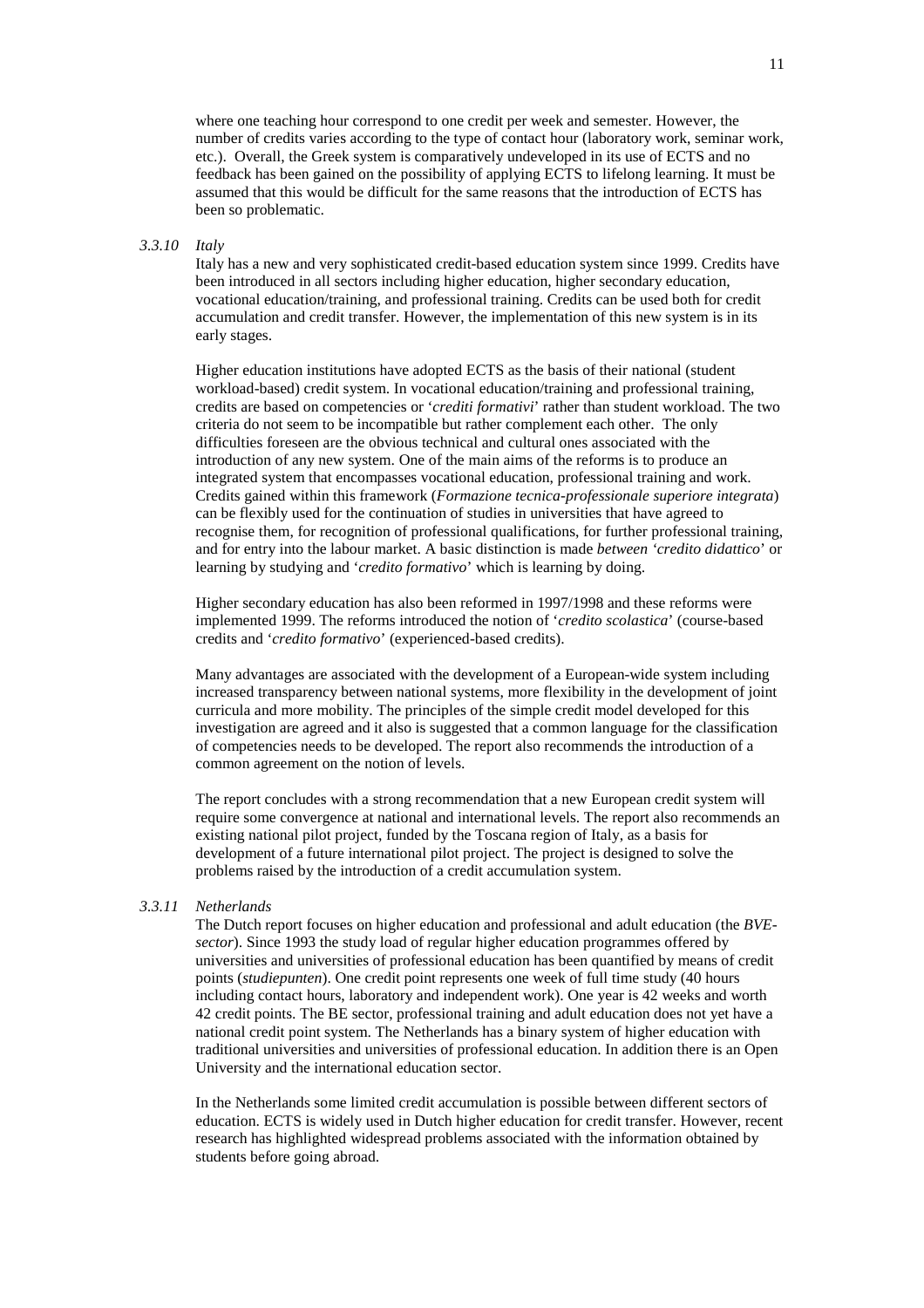where one teaching hour correspond to one credit per week and semester. However, the number of credits varies according to the type of contact hour (laboratory work, seminar work, etc.). Overall, the Greek system is comparatively undeveloped in its use of ECTS and no feedback has been gained on the possibility of applying ECTS to lifelong learning. It must be assumed that this would be difficult for the same reasons that the introduction of ECTS has been so problematic.

### *3.3.10 Italy*

Italy has a new and very sophisticated credit-based education system since 1999. Credits have been introduced in all sectors including higher education, higher secondary education, vocational education/training, and professional training. Credits can be used both for credit accumulation and credit transfer. However, the implementation of this new system is in its early stages.

Higher education institutions have adopted ECTS as the basis of their national (student workload-based) credit system. In vocational education/training and professional training, credits are based on competencies or '*crediti formativi*' rather than student workload. The two criteria do not seem to be incompatible but rather complement each other. The only difficulties foreseen are the obvious technical and cultural ones associated with the introduction of any new system. One of the main aims of the reforms is to produce an integrated system that encompasses vocational education, professional training and work. Credits gained within this framework (*Formazione tecnica-professionale superiore integrata*) can be flexibly used for the continuation of studies in universities that have agreed to recognise them, for recognition of professional qualifications, for further professional training, and for entry into the labour market. A basic distinction is made *between 'credito didattico*' or learning by studying and '*credito formativo*' which is learning by doing.

Higher secondary education has also been reformed in 1997/1998 and these reforms were implemented 1999. The reforms introduced the notion of '*credito scolastica*' (course-based credits and '*credito formativo*' (experienced-based credits).

Many advantages are associated with the development of a European-wide system including increased transparency between national systems, more flexibility in the development of joint curricula and more mobility. The principles of the simple credit model developed for this investigation are agreed and it also is suggested that a common language for the classification of competencies needs to be developed. The report also recommends the introduction of a common agreement on the notion of levels.

The report concludes with a strong recommendation that a new European credit system will require some convergence at national and international levels. The report also recommends an existing national pilot project, funded by the Toscana region of Italy, as a basis for development of a future international pilot project. The project is designed to solve the problems raised by the introduction of a credit accumulation system.

### *3.3.11 Netherlands*

The Dutch report focuses on higher education and professional and adult education (the *BVE-sector*). Since 1993 the study load of regular higher education programmes offered by universities and universities of professional education has been quantified by means of credit points (*studiepunten*). One credit point represents one week of full time study (40 hours including contact hours, laboratory and independent work). One year is 42 weeks and worth 42 credit points. The BE sector, professional training and adult education does not yet have a national credit point system. The Netherlands has a binary system of higher education with traditional universities and universities of professional education. In addition there is an Open University and the international education sector.

In the Netherlands some limited credit accumulation is possible between different sectors of education. ECTS is widely used in Dutch higher education for credit transfer. However, recent research has highlighted widespread problems associated with the information obtained by students before going abroad.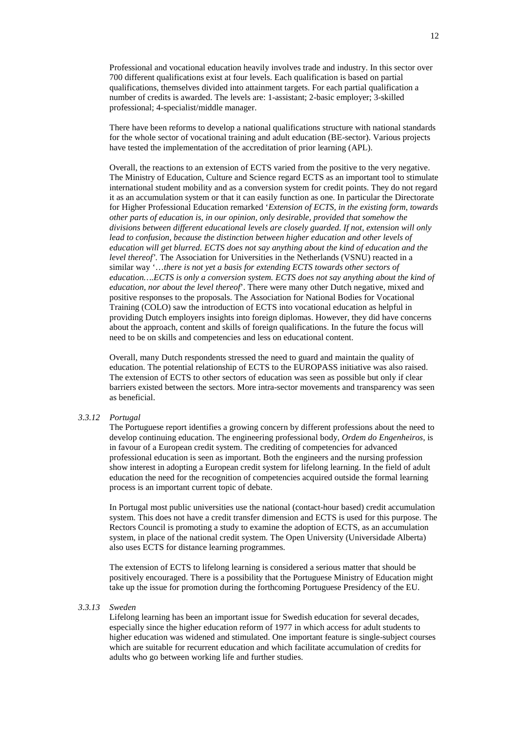Professional and vocational education heavily involves trade and industry. In this sector over 700 different qualifications exist at four levels. Each qualification is based on partial qualifications, themselves divided into attainment targets. For each partial qualification a number of credits is awarded. The levels are: 1-assistant; 2-basic employer; 3-skilled professional; 4-specialist/middle manager.

There have been reforms to develop a national qualifications structure with national standards for the whole sector of vocational training and adult education (BE-sector). Various projects have tested the implementation of the accreditation of prior learning (APL).

Overall, the reactions to an extension of ECTS varied from the positive to the very negative. The Ministry of Education, Culture and Science regard ECTS as an important tool to stimulate international student mobility and as a conversion system for credit points. They do not regard it as an accumulation system or that it can easily function as one. In particular the Directorate for Higher Professional Education remarked '*Extension of ECTS, in the existing form, towards other parts of education is, in our opinion, only desirable, provided that somehow the divisions between different educational levels are closely guarded. If not, extension will only lead to confusion, because the distinction between higher education and other levels of education will get blurred. ECTS does not say anything about the kind of education and the level thereof*'. The Association for Universities in the Netherlands (VSNU) reacted in a similar way '…*there is not yet a basis for extending ECTS towards other sectors of education….ECTS is only a conversion system. ECTS does not say anything about the kind of education, nor about the level thereof*'. There were many other Dutch negative, mixed and positive responses to the proposals. The Association for National Bodies for Vocational Training (COLO) saw the introduction of ECTS into vocational education as helpful in providing Dutch employers insights into foreign diplomas. However, they did have concerns about the approach, content and skills of foreign qualifications. In the future the focus will need to be on skills and competencies and less on educational content.

Overall, many Dutch respondents stressed the need to guard and maintain the quality of education. The potential relationship of ECTS to the EUROPASS initiative was also raised. The extension of ECTS to other sectors of education was seen as possible but only if clear barriers existed between the sectors. More intra-sector movements and transparency was seen as beneficial.

#### *3.3.12 Portugal*

The Portuguese report identifies a growing concern by different professions about the need to develop continuing education. The engineering professional body, *Ordem do Engenheiros,* is in favour of a European credit system. The crediting of competencies for advanced professional education is seen as important. Both the engineers and the nursing profession show interest in adopting a European credit system for lifelong learning. In the field of adult education the need for the recognition of competencies acquired outside the formal learning process is an important current topic of debate.

In Portugal most public universities use the national (contact-hour based) credit accumulation system. This does not have a credit transfer dimension and ECTS is used for this purpose. The Rectors Council is promoting a study to examine the adoption of ECTS, as an accumulation system, in place of the national credit system. The Open University (Universidade Alberta) also uses ECTS for distance learning programmes.

The extension of ECTS to lifelong learning is considered a serious matter that should be positively encouraged. There is a possibility that the Portuguese Ministry of Education might take up the issue for promotion during the forthcoming Portuguese Presidency of the EU.

#### *3.3.13 Sweden*

Lifelong learning has been an important issue for Swedish education for several decades, especially since the higher education reform of 1977 in which access for adult students to higher education was widened and stimulated. One important feature is single-subject courses which are suitable for recurrent education and which facilitate accumulation of credits for adults who go between working life and further studies.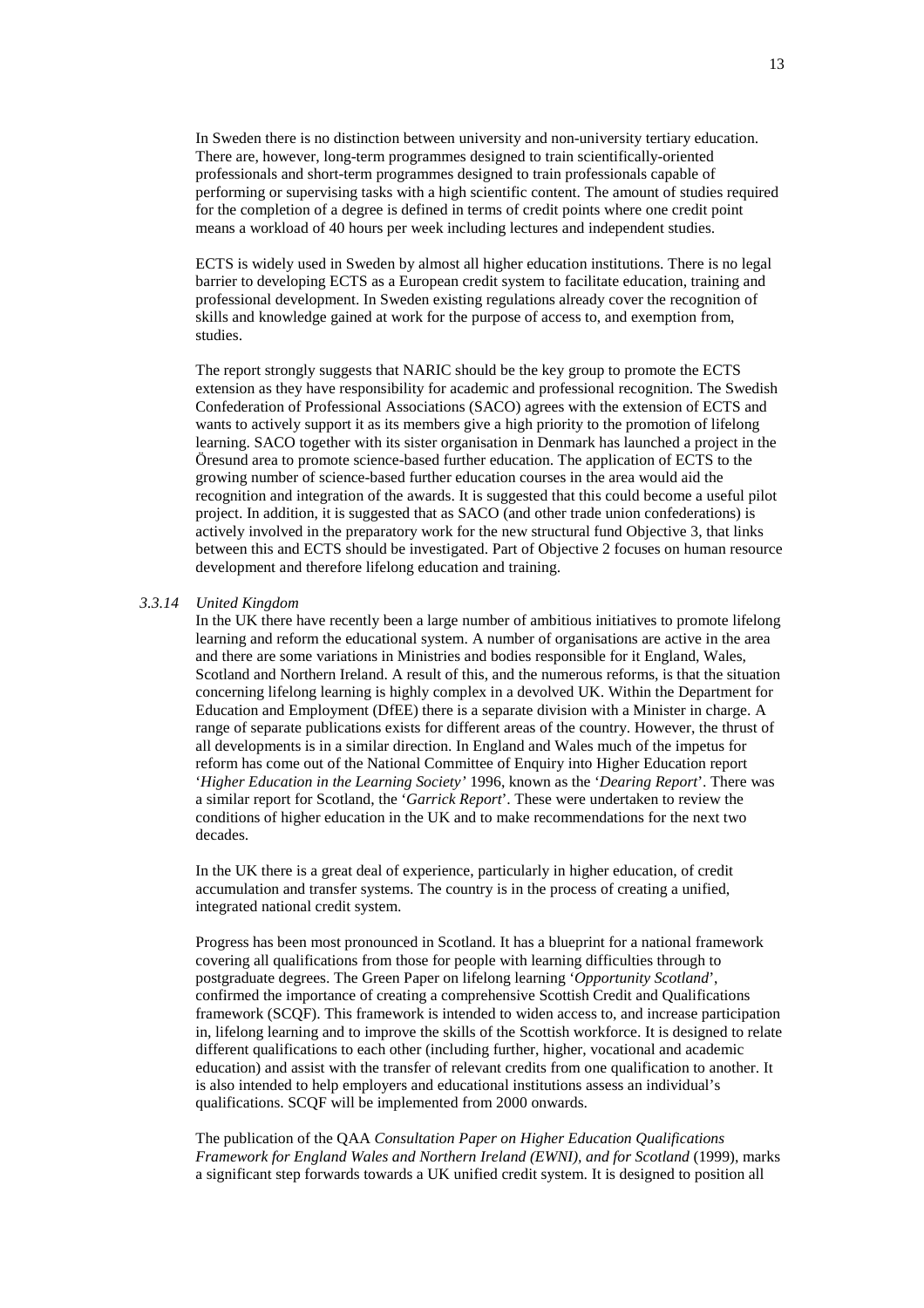In Sweden there is no distinction between university and non-university tertiary education. There are, however, long-term programmes designed to train scientifically-oriented professionals and short-term programmes designed to train professionals capable of performing or supervising tasks with a high scientific content. The amount of studies required for the completion of a degree is defined in terms of credit points where one credit point means a workload of 40 hours per week including lectures and independent studies.

ECTS is widely used in Sweden by almost all higher education institutions. There is no legal barrier to developing ECTS as a European credit system to facilitate education, training and professional development. In Sweden existing regulations already cover the recognition of skills and knowledge gained at work for the purpose of access to, and exemption from, studies.

The report strongly suggests that NARIC should be the key group to promote the ECTS extension as they have responsibility for academic and professional recognition. The Swedish Confederation of Professional Associations (SACO) agrees with the extension of ECTS and wants to actively support it as its members give a high priority to the promotion of lifelong learning. SACO together with its sister organisation in Denmark has launched a project in the Öresund area to promote science-based further education. The application of ECTS to the growing number of science-based further education courses in the area would aid the recognition and integration of the awards. It is suggested that this could become a useful pilot project. In addition, it is suggested that as SACO (and other trade union confederations) is actively involved in the preparatory work for the new structural fund Objective 3, that links between this and ECTS should be investigated. Part of Objective 2 focuses on human resource development and therefore lifelong education and training.

### *3.3.14 United Kingdom*

In the UK there have recently been a large number of ambitious initiatives to promote lifelong learning and reform the educational system. A number of organisations are active in the area and there are some variations in Ministries and bodies responsible for it England, Wales, Scotland and Northern Ireland. A result of this, and the numerous reforms, is that the situation concerning lifelong learning is highly complex in a devolved UK. Within the Department for Education and Employment (DfEE) there is a separate division with a Minister in charge. A range of separate publications exists for different areas of the country. However, the thrust of all developments is in a similar direction. In England and Wales much of the impetus for reform has come out of the National Committee of Enquiry into Higher Education report '*Higher Education in the Learning Society*' 1996, known as the '*Dearing Report*'. There was a similar report for Scotland, the '*Garrick Report*'. These were undertaken to review the conditions of higher education in the UK and to make recommendations for the next two decades.

In the UK there is a great deal of experience, particularly in higher education, of credit accumulation and transfer systems. The country is in the process of creating a unified, integrated national credit system.

Progress has been most pronounced in Scotland. It has a blueprint for a national framework covering all qualifications from those for people with learning difficulties through to postgraduate degrees. The Green Paper on lifelong learning '*Opportunity Scotland*', confirmed the importance of creating a comprehensive Scottish Credit and Qualifications framework (SCQF). This framework is intended to widen access to, and increase participation in, lifelong learning and to improve the skills of the Scottish workforce. It is designed to relate different qualifications to each other (including further, higher, vocational and academic education) and assist with the transfer of relevant credits from one qualification to another. It is also intended to help employers and educational institutions assess an individual's qualifications. SCQF will be implemented from 2000 onwards.

The publication of the QAA *Consultation Paper on Higher Education Qualifications Framework for England Wales and Northern Ireland (EWNI), and for Scotland* (1999), marks a significant step forwards towards a UK unified credit system. It is designed to position all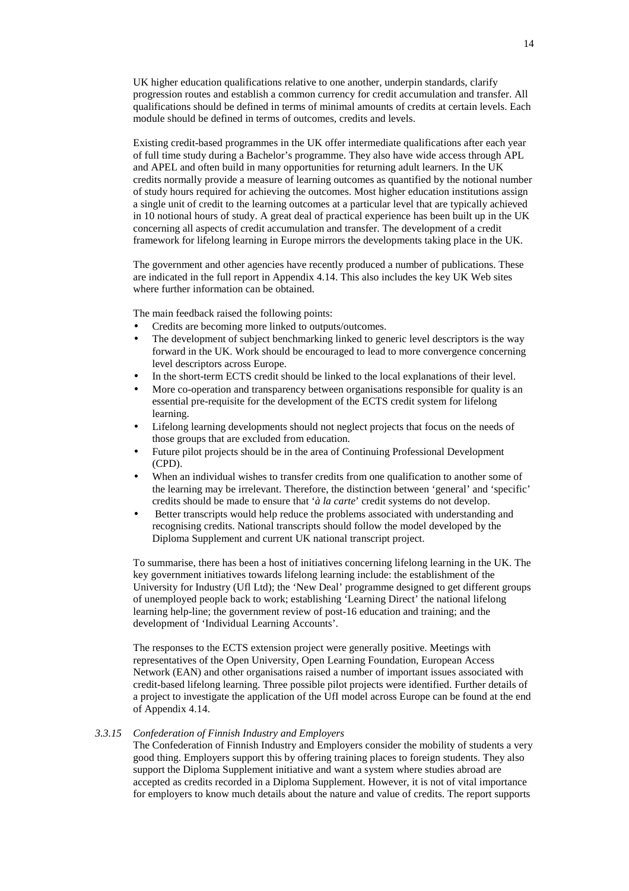UK higher education qualifications relative to one another, underpin standards, clarify progression routes and establish a common currency for credit accumulation and transfer. All qualifications should be defined in terms of minimal amounts of credits at certain levels. Each module should be defined in terms of outcomes, credits and levels.

Existing credit-based programmes in the UK offer intermediate qualifications after each year of full time study during a Bachelor's programme. They also have wide access through APL and APEL and often build in many opportunities for returning adult learners. In the UK credits normally provide a measure of learning outcomes as quantified by the notional number of study hours required for achieving the outcomes. Most higher education institutions assign a single unit of credit to the learning outcomes at a particular level that are typically achieved in 10 notional hours of study. A great deal of practical experience has been built up in the UK concerning all aspects of credit accumulation and transfer. The development of a credit framework for lifelong learning in Europe mirrors the developments taking place in the UK.

The government and other agencies have recently produced a number of publications. These are indicated in the full report in Appendix 4.14. This also includes the key UK Web sites where further information can be obtained.

The main feedback raised the following points:

- Credits are becoming more linked to outputs/outcomes.
- The development of subject benchmarking linked to generic level descriptors is the way forward in the UK. Work should be encouraged to lead to more convergence concerning level descriptors across Europe.
- In the short-term ECTS credit should be linked to the local explanations of their level.
- More co-operation and transparency between organisations responsible for quality is an essential pre-requisite for the development of the ECTS credit system for lifelong learning.
- Lifelong learning developments should not neglect projects that focus on the needs of those groups that are excluded from education.
- Future pilot projects should be in the area of Continuing Professional Development (CPD).
- When an individual wishes to transfer credits from one qualification to another some of the learning may be irrelevant. Therefore, the distinction between 'general' and 'specific' credits should be made to ensure that '*à la carte*' credit systems do not develop.
- Better transcripts would help reduce the problems associated with understanding and recognising credits. National transcripts should follow the model developed by the Diploma Supplement and current UK national transcript project.

To summarise, there has been a host of initiatives concerning lifelong learning in the UK. The key government initiatives towards lifelong learning include: the establishment of the University for Industry (UfI Ltd); the 'New Deal' programme designed to get different groups of unemployed people back to work; establishing 'Learning Direct' the national lifelong learning help-line; the government review of post-16 education and training; and the development of 'Individual Learning Accounts'.

The responses to the ECTS extension project were generally positive. Meetings with representatives of the Open University, Open Learning Foundation, European Access Network (EAN) and other organisations raised a number of important issues associated with credit-based lifelong learning. Three possible pilot projects were identified. Further details of a project to investigate the application of the UfI model across Europe can be found at the end of Appendix 4.14.

### *3.3.15 Confederation of Finnish Industry and Employers*

The Confederation of Finnish Industry and Employers consider the mobility of students a very good thing. Employers support this by offering training places to foreign students. They also support the Diploma Supplement initiative and want a system where studies abroad are accepted as credits recorded in a Diploma Supplement. However, it is not of vital importance for employers to know much details about the nature and value of credits. The report supports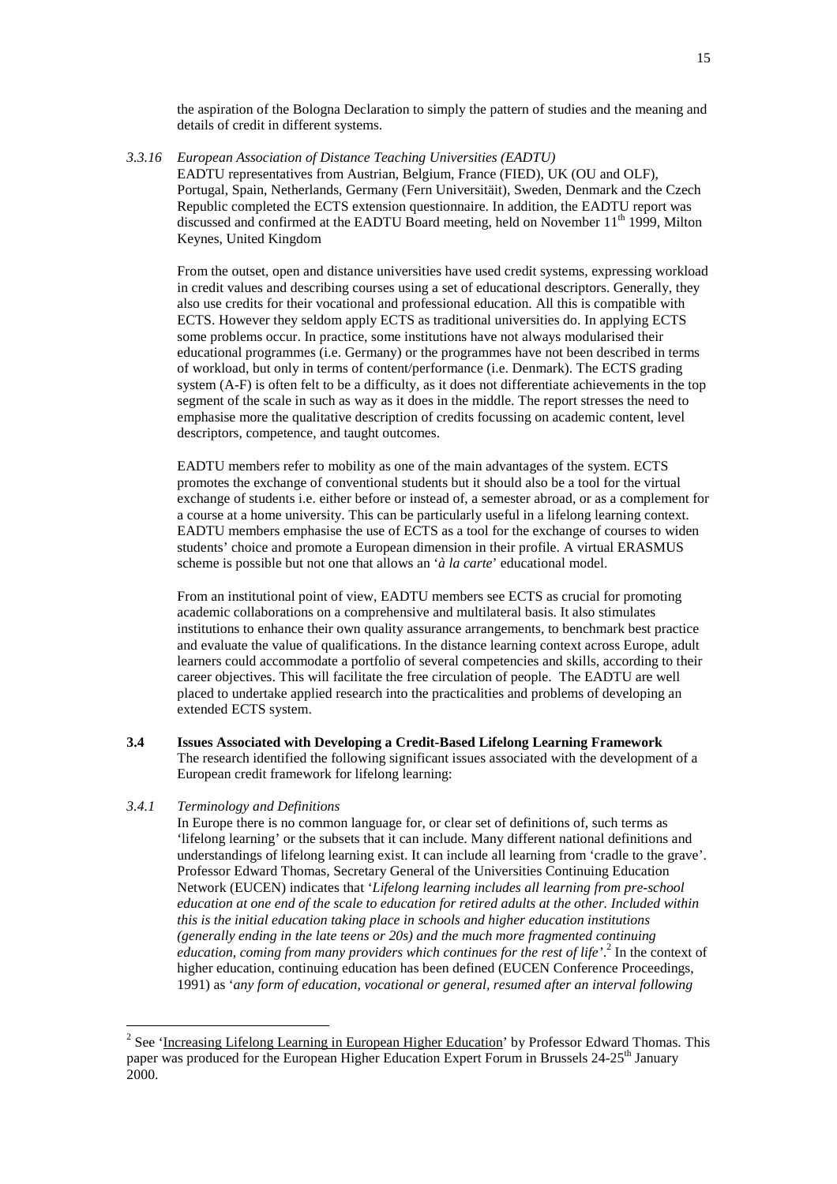the aspiration of the Bologna Declaration to simply the pattern of studies and the meaning and details of credit in different systems.

*3.3.16 European Association of Distance Teaching Universities (EADTU)*

EADTU representatives from Austrian, Belgium, France (FIED), UK (OU and OLF), Portugal, Spain, Netherlands, Germany (Fern Universitäit), Sweden, Denmark and the Czech Republic completed the ECTS extension questionnaire. In addition, the EADTU report was discussed and confirmed at the EADTU Board meeting, held on November 11th 1999, Milton Keynes, United Kingdom

From the outset, open and distance universities have used credit systems, expressing workload in credit values and describing courses using a set of educational descriptors. Generally, they also use credits for their vocational and professional education. All this is compatible with ECTS. However they seldom apply ECTS as traditional universities do. In applying ECTS some problems occur. In practice, some institutions have not always modularised their educational programmes (i.e. Germany) or the programmes have not been described in terms of workload, but only in terms of content/performance (i.e. Denmark). The ECTS grading system (A-F) is often felt to be a difficulty, as it does not differentiate achievements in the top segment of the scale in such as way as it does in the middle. The report stresses the need to emphasise more the qualitative description of credits focussing on academic content, level descriptors, competence, and taught outcomes.

EADTU members refer to mobility as one of the main advantages of the system. ECTS promotes the exchange of conventional students but it should also be a tool for the virtual exchange of students i.e. either before or instead of, a semester abroad, or as a complement for a course at a home university. This can be particularly useful in a lifelong learning context. EADTU members emphasise the use of ECTS as a tool for the exchange of courses to widen students' choice and promote a European dimension in their profile. A virtual ERASMUS scheme is possible but not one that allows an '*à la carte*' educational model.

From an institutional point of view, EADTU members see ECTS as crucial for promoting academic collaborations on a comprehensive and multilateral basis. It also stimulates institutions to enhance their own quality assurance arrangements, to benchmark best practice and evaluate the value of qualifications. In the distance learning context across Europe, adult learners could accommodate a portfolio of several competencies and skills, according to their career objectives. This will facilitate the free circulation of people. The EADTU are well placed to undertake applied research into the practicalities and problems of developing an extended ECTS system.

### 3.4 Issues Associated with Developing a Credit-Based Lifelong Learning Framework

The research identified the following significant issues associated with the development of a European credit framework for lifelong learning:

*3.4.1 Terminology and Definitions*

In Europe there is no common language for, or clear set of definitions of, such terms as 'lifelong learning' or the subsets that it can include. Many different national definitions and understandings of lifelong learning exist. It can include all learning from 'cradle to the grave'. Professor Edward Thomas, Secretary General of the Universities Continuing Education Network (EUCEN) indicates that '*Lifelong learning includes all learning from pre-school education at one end of the scale to education for retired adults at the other. Included within this is the initial education taking place in schools and higher education institutions (generally ending in the late teens or 20s) and the much more fragmented continuing education, coming from many providers which continues for the rest of life'*.[2] In the context of higher education, continuing education has been defined (EUCEN Conference Proceedings, 1991) as '*any form of education, vocational or general, resumed after an interval following*

[2] See 'Increasing Lifelong Learning in European Higher Education' by Professor Edward Thomas. This paper was produced for the European Higher Education Expert Forum in Brussels 24-25th January 2000.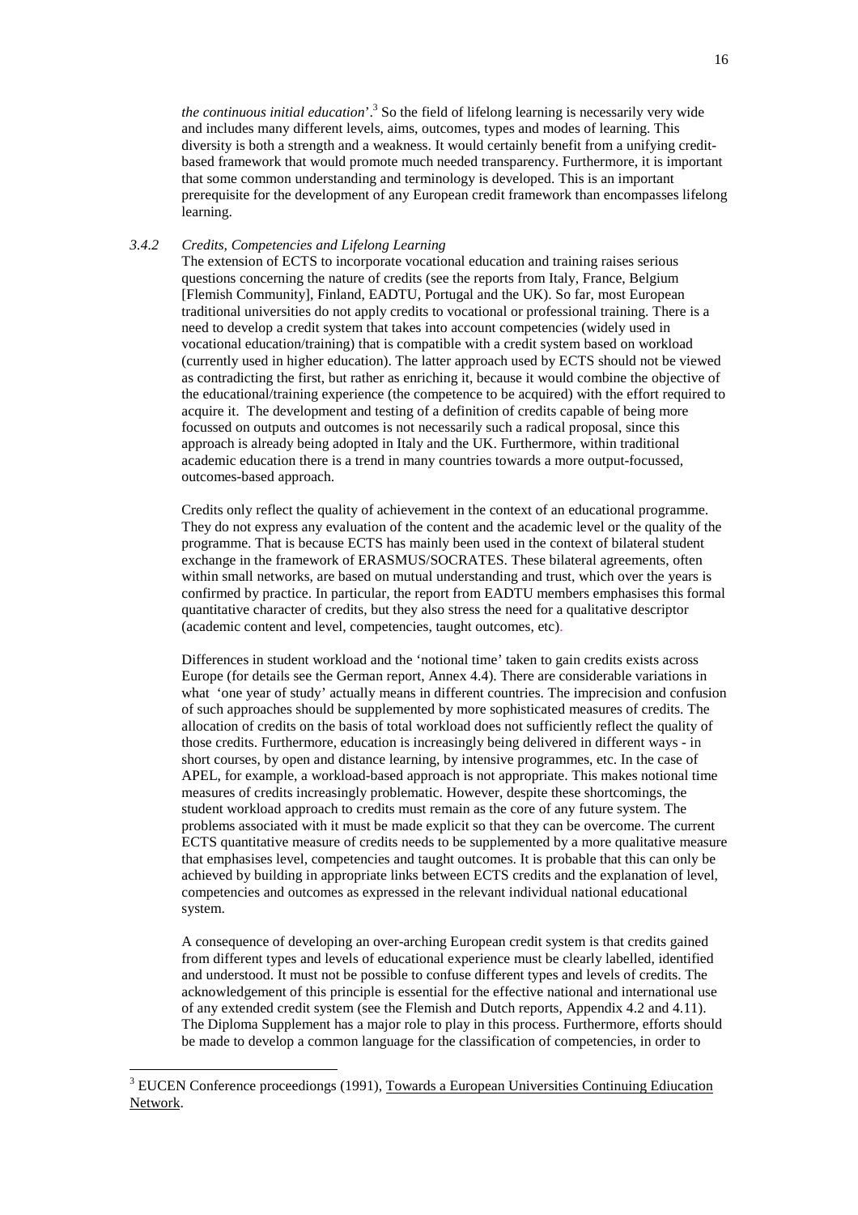*the continuous initial education*'.[3] So the field of lifelong learning is necessarily very wide and includes many different levels, aims, outcomes, types and modes of learning. This diversity is both a strength and a weakness. It would certainly benefit from a unifying credit-based framework that would promote much needed transparency. Furthermore, it is important that some common understanding and terminology is developed. This is an important prerequisite for the development of any European credit framework than encompasses lifelong learning.

### *3.4.2 Credits, Competencies and Lifelong Learning*

The extension of ECTS to incorporate vocational education and training raises serious questions concerning the nature of credits (see the reports from Italy, France, Belgium [Flemish Community], Finland, EADTU, Portugal and the UK). So far, most European traditional universities do not apply credits to vocational or professional training. There is a need to develop a credit system that takes into account competencies (widely used in vocational education/training) that is compatible with a credit system based on workload (currently used in higher education). The latter approach used by ECTS should not be viewed as contradicting the first, but rather as enriching it, because it would combine the objective of the educational/training experience (the competence to be acquired) with the effort required to acquire it. The development and testing of a definition of credits capable of being more focussed on outputs and outcomes is not necessarily such a radical proposal, since this approach is already being adopted in Italy and the UK. Furthermore, within traditional academic education there is a trend in many countries towards a more output-focussed, outcomes-based approach.

Credits only reflect the quality of achievement in the context of an educational programme. They do not express any evaluation of the content and the academic level or the quality of the programme. That is because ECTS has mainly been used in the context of bilateral student exchange in the framework of ERASMUS/SOCRATES. These bilateral agreements, often within small networks, are based on mutual understanding and trust, which over the years is confirmed by practice. In particular, the report from EADTU members emphasises this formal quantitative character of credits, but they also stress the need for a qualitative descriptor (academic content and level, competencies, taught outcomes, etc).

Differences in student workload and the 'notional time' taken to gain credits exists across Europe (for details see the German report, Annex 4.4). There are considerable variations in what 'one year of study' actually means in different countries. The imprecision and confusion of such approaches should be supplemented by more sophisticated measures of credits. The allocation of credits on the basis of total workload does not sufficiently reflect the quality of those credits. Furthermore, education is increasingly being delivered in different ways - in short courses, by open and distance learning, by intensive programmes, etc. In the case of APEL, for example, a workload-based approach is not appropriate. This makes notional time measures of credits increasingly problematic. However, despite these shortcomings, the student workload approach to credits must remain as the core of any future system. The problems associated with it must be made explicit so that they can be overcome. The current ECTS quantitative measure of credits needs to be supplemented by a more qualitative measure that emphasises level, competencies and taught outcomes. It is probable that this can only be achieved by building in appropriate links between ECTS credits and the explanation of level, competencies and outcomes as expressed in the relevant individual national educational system.

A consequence of developing an over-arching European credit system is that credits gained from different types and levels of educational experience must be clearly labelled, identified and understood. It must not be possible to confuse different types and levels of credits. The acknowledgement of this principle is essential for the effective national and international use of any extended credit system (see the Flemish and Dutch reports, Appendix 4.2 and 4.11). The Diploma Supplement has a major role to play in this process. Furthermore, efforts should be made to develop a common language for the classification of competencies, in order to

---

[3] EUCEN Conference proceediongs (1991), Towards a European Universities Continuing Ediucation Network.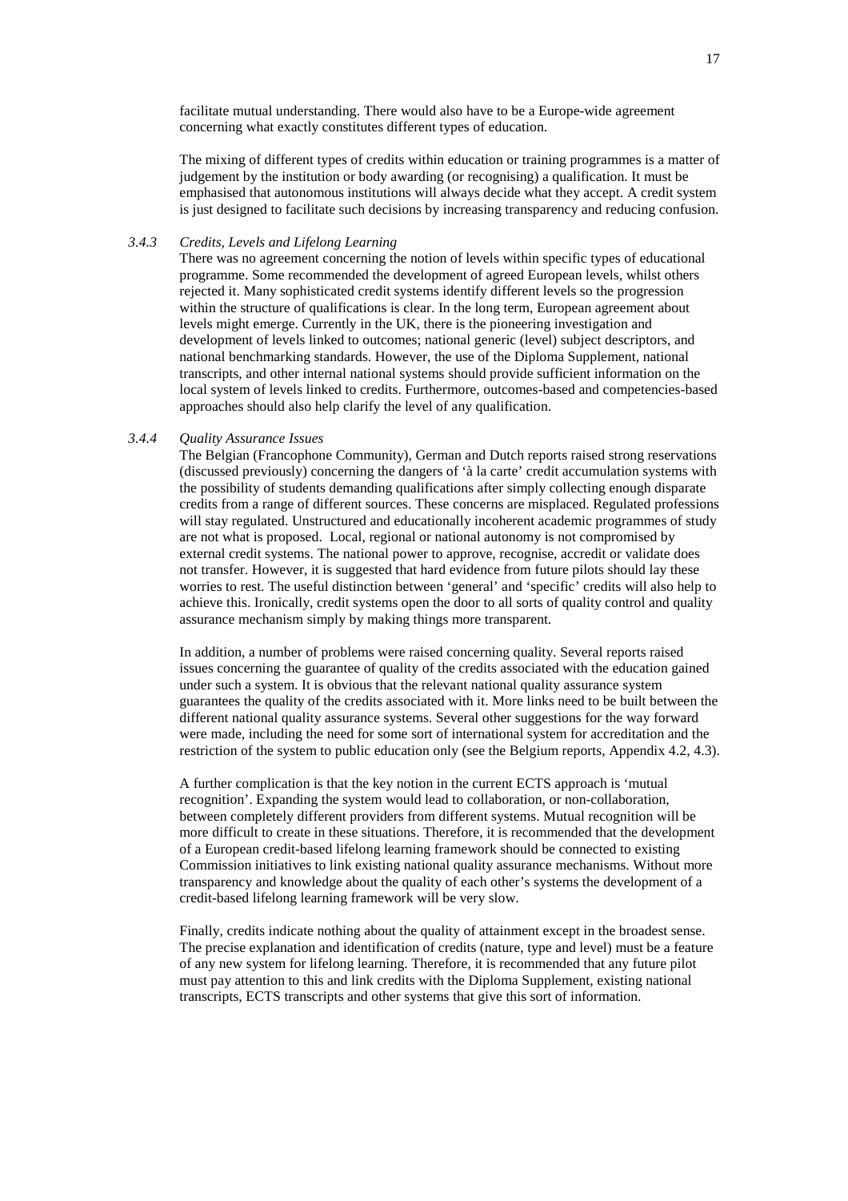facilitate mutual understanding. There would also have to be a Europe-wide agreement concerning what exactly constitutes different types of education.

The mixing of different types of credits within education or training programmes is a matter of judgement by the institution or body awarding (or recognising) a qualification. It must be emphasised that autonomous institutions will always decide what they accept. A credit system is just designed to facilitate such decisions by increasing transparency and reducing confusion.

### 3.4.3 *Credits, Levels and Lifelong Learning*

There was no agreement concerning the notion of levels within specific types of educational programme. Some recommended the development of agreed European levels, whilst others rejected it. Many sophisticated credit systems identify different levels so the progression within the structure of qualifications is clear. In the long term, European agreement about levels might emerge. Currently in the UK, there is the pioneering investigation and development of levels linked to outcomes; national generic (level) subject descriptors, and national benchmarking standards. However, the use of the Diploma Supplement, national transcripts, and other internal national systems should provide sufficient information on the local system of levels linked to credits. Furthermore, outcomes-based and competencies-based approaches should also help clarify the level of any qualification.

### 3.4.4 *Quality Assurance Issues*

The Belgian (Francophone Community), German and Dutch reports raised strong reservations (discussed previously) concerning the dangers of 'à la carte' credit accumulation systems with the possibility of students demanding qualifications after simply collecting enough disparate credits from a range of different sources. These concerns are misplaced. Regulated professions will stay regulated. Unstructured and educationally incoherent academic programmes of study are not what is proposed. Local, regional or national autonomy is not compromised by external credit systems. The national power to approve, recognise, accredit or validate does not transfer. However, it is suggested that hard evidence from future pilots should lay these worries to rest. The useful distinction between 'general' and 'specific' credits will also help to achieve this. Ironically, credit systems open the door to all sorts of quality control and quality assurance mechanism simply by making things more transparent.

In addition, a number of problems were raised concerning quality. Several reports raised issues concerning the guarantee of quality of the credits associated with the education gained under such a system. It is obvious that the relevant national quality assurance system guarantees the quality of the credits associated with it. More links need to be built between the different national quality assurance systems. Several other suggestions for the way forward were made, including the need for some sort of international system for accreditation and the restriction of the system to public education only (see the Belgium reports, Appendix 4.2, 4.3).

A further complication is that the key notion in the current ECTS approach is 'mutual recognition'. Expanding the system would lead to collaboration, or non-collaboration, between completely different providers from different systems. Mutual recognition will be more difficult to create in these situations. Therefore, it is recommended that the development of a European credit-based lifelong learning framework should be connected to existing Commission initiatives to link existing national quality assurance mechanisms. Without more transparency and knowledge about the quality of each other's systems the development of a credit-based lifelong learning framework will be very slow.

Finally, credits indicate nothing about the quality of attainment except in the broadest sense. The precise explanation and identification of credits (nature, type and level) must be a feature of any new system for lifelong learning. Therefore, it is recommended that any future pilot must pay attention to this and link credits with the Diploma Supplement, existing national transcripts, ECTS transcripts and other systems that give this sort of information.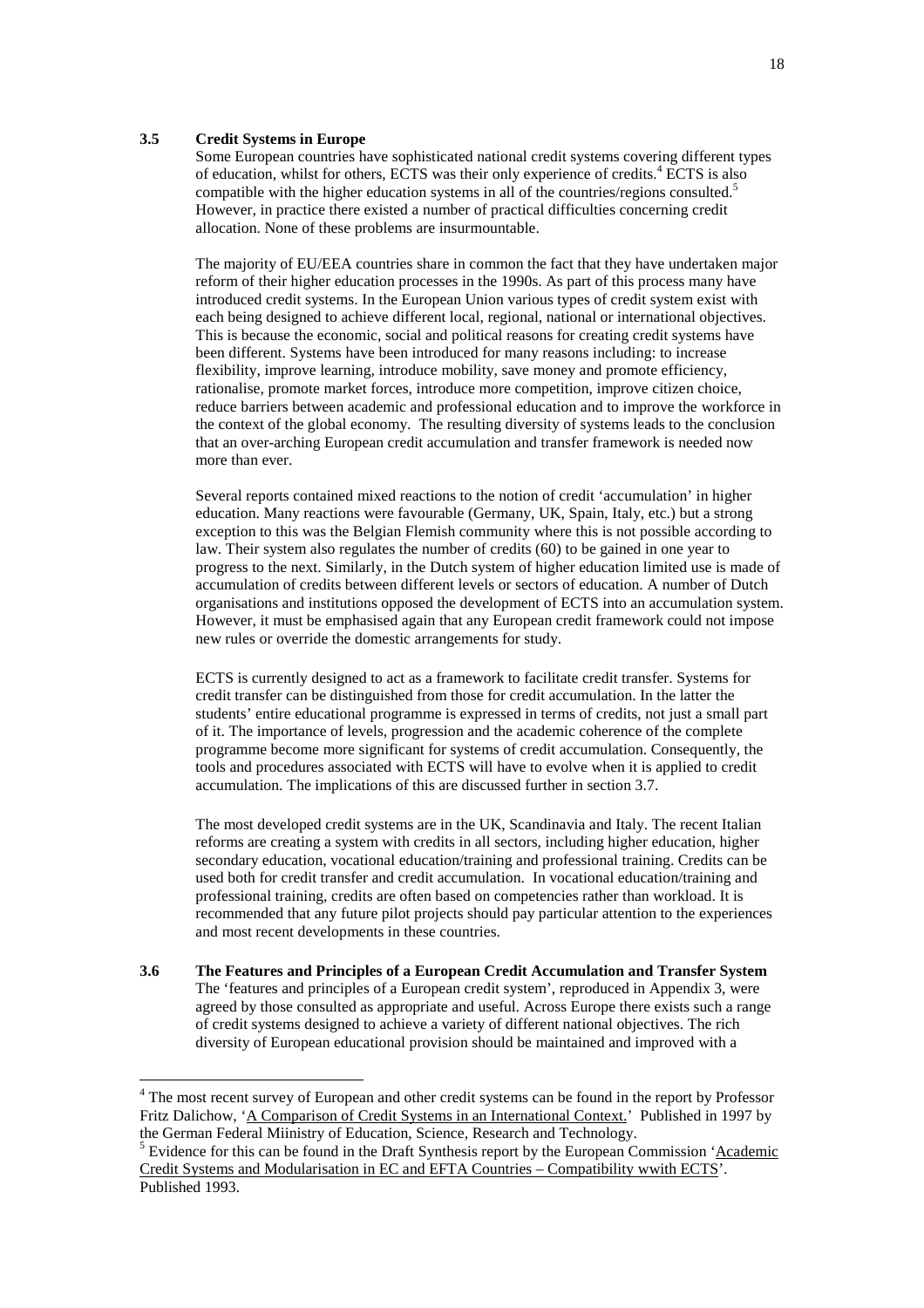### 3.5 Credit Systems in Europe

Some European countries have sophisticated national credit systems covering different types of education, whilst for others, ECTS was their only experience of credits.[4] ECTS is also compatible with the higher education systems in all of the countries/regions consulted.[5] However, in practice there existed a number of practical difficulties concerning credit allocation. None of these problems are insurmountable.

The majority of EU/EEA countries share in common the fact that they have undertaken major reform of their higher education processes in the 1990s. As part of this process many have introduced credit systems. In the European Union various types of credit system exist with each being designed to achieve different local, regional, national or international objectives. This is because the economic, social and political reasons for creating credit systems have been different. Systems have been introduced for many reasons including: to increase flexibility, improve learning, introduce mobility, save money and promote efficiency, rationalise, promote market forces, introduce more competition, improve citizen choice, reduce barriers between academic and professional education and to improve the workforce in the context of the global economy. The resulting diversity of systems leads to the conclusion that an over-arching European credit accumulation and transfer framework is needed now more than ever.

Several reports contained mixed reactions to the notion of credit 'accumulation' in higher education. Many reactions were favourable (Germany, UK, Spain, Italy, etc.) but a strong exception to this was the Belgian Flemish community where this is not possible according to law. Their system also regulates the number of credits (60) to be gained in one year to progress to the next. Similarly, in the Dutch system of higher education limited use is made of accumulation of credits between different levels or sectors of education. A number of Dutch organisations and institutions opposed the development of ECTS into an accumulation system. However, it must be emphasised again that any European credit framework could not impose new rules or override the domestic arrangements for study.

ECTS is currently designed to act as a framework to facilitate credit transfer. Systems for credit transfer can be distinguished from those for credit accumulation. In the latter the students' entire educational programme is expressed in terms of credits, not just a small part of it. The importance of levels, progression and the academic coherence of the complete programme become more significant for systems of credit accumulation. Consequently, the tools and procedures associated with ECTS will have to evolve when it is applied to credit accumulation. The implications of this are discussed further in section 3.7.

The most developed credit systems are in the UK, Scandinavia and Italy. The recent Italian reforms are creating a system with credits in all sectors, including higher education, higher secondary education, vocational education/training and professional training. Credits can be used both for credit transfer and credit accumulation. In vocational education/training and professional training, credits are often based on competencies rather than workload. It is recommended that any future pilot projects should pay particular attention to the experiences and most recent developments in these countries.

### 3.6 The Features and Principles of a European Credit Accumulation and Transfer System

The 'features and principles of a European credit system', reproduced in Appendix 3, were agreed by those consulted as appropriate and useful. Across Europe there exists such a range of credit systems designed to achieve a variety of different national objectives. The rich diversity of European educational provision should be maintained and improved with a

---

[4] The most recent survey of European and other credit systems can be found in the report by Professor Fritz Dalichow, 'A Comparison of Credit Systems in an International Context.' Published in 1997 by the German Federal Miinistry of Education, Science, Research and Technology.

[5] Evidence for this can be found in the Draft Synthesis report by the European Commission 'Academic Credit Systems and Modularisation in EC and EFTA Countries – Compatibility wwith ECTS'. Published 1993.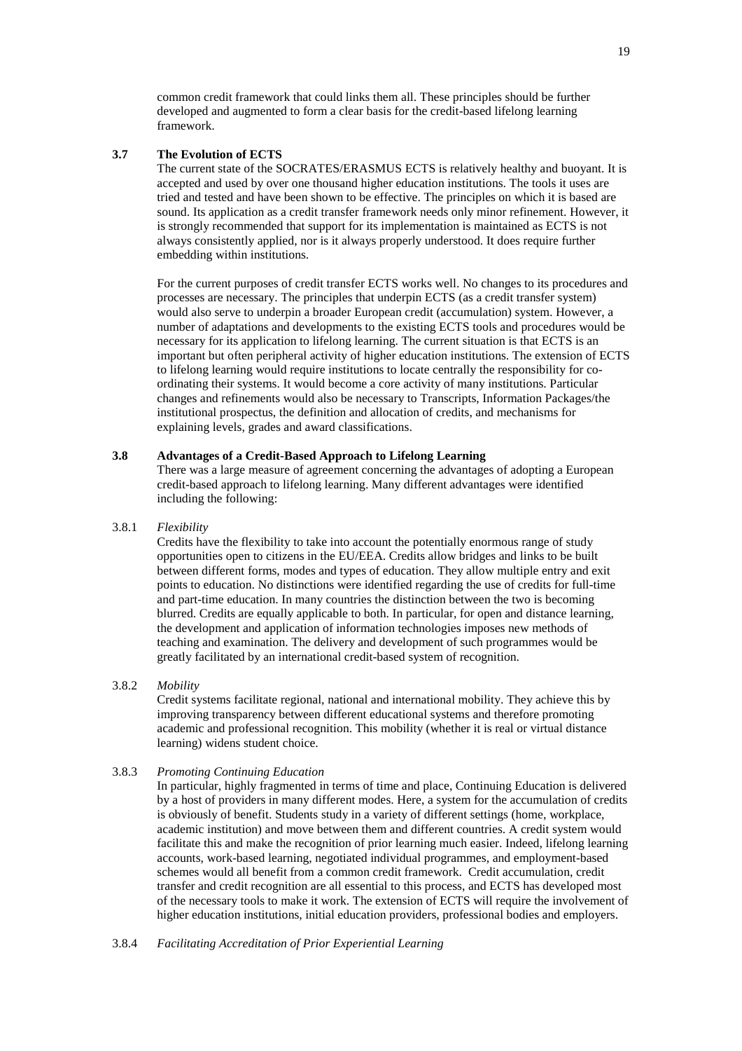common credit framework that could links them all. These principles should be further developed and augmented to form a clear basis for the credit-based lifelong learning framework.

### 3.7 The Evolution of ECTS

The current state of the SOCRATES/ERASMUS ECTS is relatively healthy and buoyant. It is accepted and used by over one thousand higher education institutions. The tools it uses are tried and tested and have been shown to be effective. The principles on which it is based are sound. Its application as a credit transfer framework needs only minor refinement. However, it is strongly recommended that support for its implementation is maintained as ECTS is not always consistently applied, nor is it always properly understood. It does require further embedding within institutions.

For the current purposes of credit transfer ECTS works well. No changes to its procedures and processes are necessary. The principles that underpin ECTS (as a credit transfer system) would also serve to underpin a broader European credit (accumulation) system. However, a number of adaptations and developments to the existing ECTS tools and procedures would be necessary for its application to lifelong learning. The current situation is that ECTS is an important but often peripheral activity of higher education institutions. The extension of ECTS to lifelong learning would require institutions to locate centrally the responsibility for co-ordinating their systems. It would become a core activity of many institutions. Particular changes and refinements would also be necessary to Transcripts, Information Packages/the institutional prospectus, the definition and allocation of credits, and mechanisms for explaining levels, grades and award classifications.

### 3.8 Advantages of a Credit-Based Approach to Lifelong Learning

There was a large measure of agreement concerning the advantages of adopting a European credit-based approach to lifelong learning. Many different advantages were identified including the following:

3.8.1 *Flexibility*

Credits have the flexibility to take into account the potentially enormous range of study opportunities open to citizens in the EU/EEA. Credits allow bridges and links to be built between different forms, modes and types of education. They allow multiple entry and exit points to education. No distinctions were identified regarding the use of credits for full-time and part-time education. In many countries the distinction between the two is becoming blurred. Credits are equally applicable to both. In particular, for open and distance learning, the development and application of information technologies imposes new methods of teaching and examination. The delivery and development of such programmes would be greatly facilitated by an international credit-based system of recognition.

3.8.2 *Mobility*

Credit systems facilitate regional, national and international mobility. They achieve this by improving transparency between different educational systems and therefore promoting academic and professional recognition. This mobility (whether it is real or virtual distance learning) widens student choice.

3.8.3 *Promoting Continuing Education*

In particular, highly fragmented in terms of time and place, Continuing Education is delivered by a host of providers in many different modes. Here, a system for the accumulation of credits is obviously of benefit. Students study in a variety of different settings (home, workplace, academic institution) and move between them and different countries. A credit system would facilitate this and make the recognition of prior learning much easier. Indeed, lifelong learning accounts, work-based learning, negotiated individual programmes, and employment-based schemes would all benefit from a common credit framework. Credit accumulation, credit transfer and credit recognition are all essential to this process, and ECTS has developed most of the necessary tools to make it work. The extension of ECTS will require the involvement of higher education institutions, initial education providers, professional bodies and employers.

3.8.4 *Facilitating Accreditation of Prior Experiential Learning*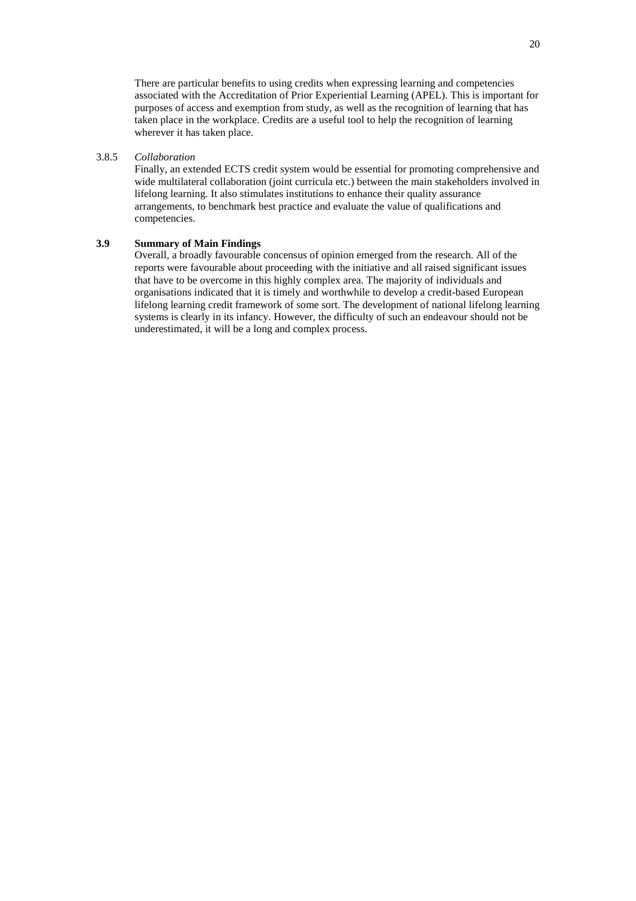There are particular benefits to using credits when expressing learning and competencies associated with the Accreditation of Prior Experiential Learning (APEL). This is important for purposes of access and exemption from study, as well as the recognition of learning that has taken place in the workplace. Credits are a useful tool to help the recognition of learning wherever it has taken place.

#### 3.8.5 *Collaboration*

Finally, an extended ECTS credit system would be essential for promoting comprehensive and wide multilateral collaboration (joint curricula etc.) between the main stakeholders involved in lifelong learning. It also stimulates institutions to enhance their quality assurance arrangements, to benchmark best practice and evaluate the value of qualifications and competencies.

### 3.9 Summary of Main Findings

Overall, a broadly favourable concensus of opinion emerged from the research. All of the reports were favourable about proceeding with the initiative and all raised significant issues that have to be overcome in this highly complex area. The majority of individuals and organisations indicated that it is timely and worthwhile to develop a credit-based European lifelong learning credit framework of some sort. The development of national lifelong learning systems is clearly in its infancy. However, the difficulty of such an endeavour should not be underestimated, it will be a long and complex process.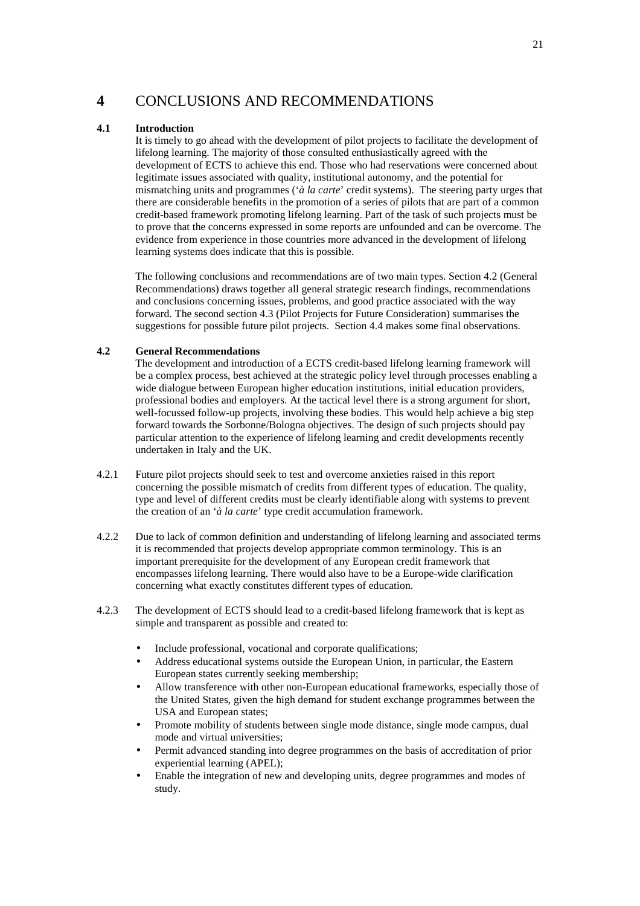# 4 CONCLUSIONS AND RECOMMENDATIONS

### 4.1 Introduction

It is timely to go ahead with the development of pilot projects to facilitate the development of lifelong learning. The majority of those consulted enthusiastically agreed with the development of ECTS to achieve this end. Those who had reservations were concerned about legitimate issues associated with quality, institutional autonomy, and the potential for mismatching units and programmes ('*à la carte*' credit systems). The steering party urges that there are considerable benefits in the promotion of a series of pilots that are part of a common credit-based framework promoting lifelong learning. Part of the task of such projects must be to prove that the concerns expressed in some reports are unfounded and can be overcome. The evidence from experience in those countries more advanced in the development of lifelong learning systems does indicate that this is possible.

The following conclusions and recommendations are of two main types. Section 4.2 (General Recommendations) draws together all general strategic research findings, recommendations and conclusions concerning issues, problems, and good practice associated with the way forward. The second section 4.3 (Pilot Projects for Future Consideration) summarises the suggestions for possible future pilot projects. Section 4.4 makes some final observations.

### 4.2 General Recommendations

The development and introduction of a ECTS credit-based lifelong learning framework will be a complex process, best achieved at the strategic policy level through processes enabling a wide dialogue between European higher education institutions, initial education providers, professional bodies and employers. At the tactical level there is a strong argument for short, well-focussed follow-up projects, involving these bodies. This would help achieve a big step forward towards the Sorbonne/Bologna objectives. The design of such projects should pay particular attention to the experience of lifelong learning and credit developments recently undertaken in Italy and the UK.

4.2.1 Future pilot projects should seek to test and overcome anxieties raised in this report concerning the possible mismatch of credits from different types of education. The quality, type and level of different credits must be clearly identifiable along with systems to prevent the creation of an '*à la carte*' type credit accumulation framework.

4.2.2 Due to lack of common definition and understanding of lifelong learning and associated terms it is recommended that projects develop appropriate common terminology. This is an important prerequisite for the development of any European credit framework that encompasses lifelong learning. There would also have to be a Europe-wide clarification concerning what exactly constitutes different types of education.

4.2.3 The development of ECTS should lead to a credit-based lifelong framework that is kept as simple and transparent as possible and created to:

- Include professional, vocational and corporate qualifications;
- Address educational systems outside the European Union, in particular, the Eastern European states currently seeking membership;
- Allow transference with other non-European educational frameworks, especially those of the United States, given the high demand for student exchange programmes between the USA and European states;
- Promote mobility of students between single mode distance, single mode campus, dual mode and virtual universities;
- Permit advanced standing into degree programmes on the basis of accreditation of prior experiential learning (APEL);
- Enable the integration of new and developing units, degree programmes and modes of study.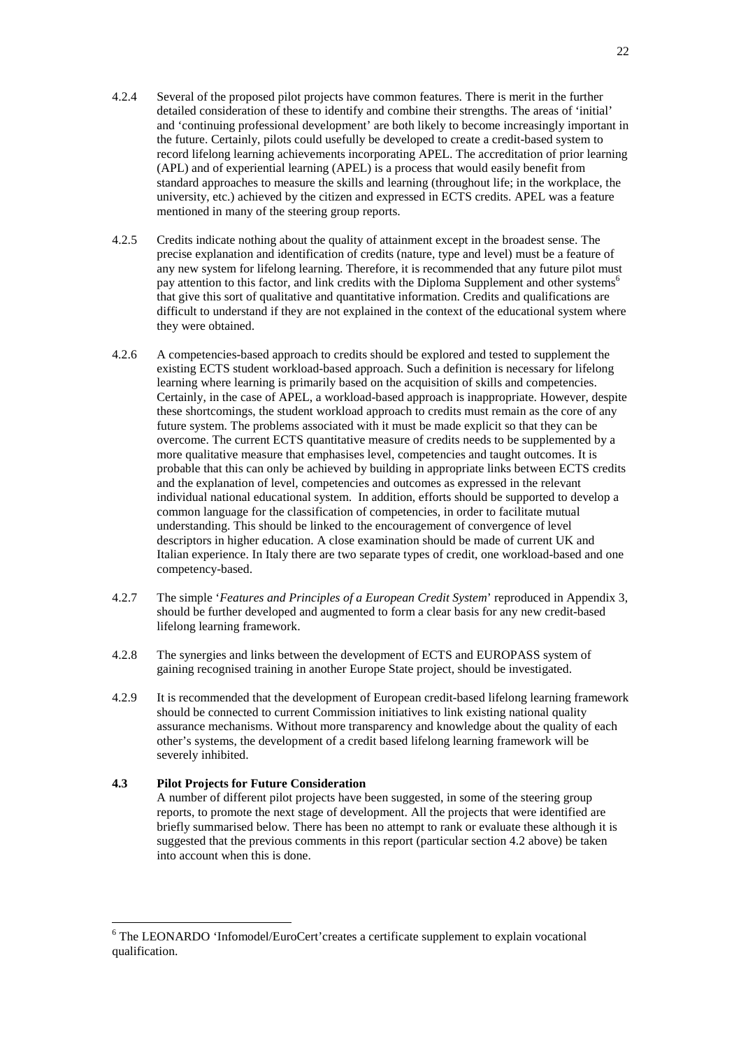4.2.4 Several of the proposed pilot projects have common features. There is merit in the further detailed consideration of these to identify and combine their strengths. The areas of 'initial' and 'continuing professional development' are both likely to become increasingly important in the future. Certainly, pilots could usefully be developed to create a credit-based system to record lifelong learning achievements incorporating APEL. The accreditation of prior learning (APL) and of experiential learning (APEL) is a process that would easily benefit from standard approaches to measure the skills and learning (throughout life; in the workplace, the university, etc.) achieved by the citizen and expressed in ECTS credits. APEL was a feature mentioned in many of the steering group reports.

4.2.5 Credits indicate nothing about the quality of attainment except in the broadest sense. The precise explanation and identification of credits (nature, type and level) must be a feature of any new system for lifelong learning. Therefore, it is recommended that any future pilot must pay attention to this factor, and link credits with the Diploma Supplement and other systems[6] that give this sort of qualitative and quantitative information. Credits and qualifications are difficult to understand if they are not explained in the context of the educational system where they were obtained.

4.2.6 A competencies-based approach to credits should be explored and tested to supplement the existing ECTS student workload-based approach. Such a definition is necessary for lifelong learning where learning is primarily based on the acquisition of skills and competencies. Certainly, in the case of APEL, a workload-based approach is inappropriate. However, despite these shortcomings, the student workload approach to credits must remain as the core of any future system. The problems associated with it must be made explicit so that they can be overcome. The current ECTS quantitative measure of credits needs to be supplemented by a more qualitative measure that emphasises level, competencies and taught outcomes. It is probable that this can only be achieved by building in appropriate links between ECTS credits and the explanation of level, competencies and outcomes as expressed in the relevant individual national educational system. In addition, efforts should be supported to develop a common language for the classification of competencies, in order to facilitate mutual understanding. This should be linked to the encouragement of convergence of level descriptors in higher education. A close examination should be made of current UK and Italian experience. In Italy there are two separate types of credit, one workload-based and one competency-based.

4.2.7 The simple '*Features and Principles of a European Credit System*' reproduced in Appendix 3, should be further developed and augmented to form a clear basis for any new credit-based lifelong learning framework.

4.2.8 The synergies and links between the development of ECTS and EUROPASS system of gaining recognised training in another Europe State project, should be investigated.

4.2.9 It is recommended that the development of European credit-based lifelong learning framework should be connected to current Commission initiatives to link existing national quality assurance mechanisms. Without more transparency and knowledge about the quality of each other's systems, the development of a credit based lifelong learning framework will be severely inhibited.

### 4.3 Pilot Projects for Future Consideration

A number of different pilot projects have been suggested, in some of the steering group reports, to promote the next stage of development. All the projects that were identified are briefly summarised below. There has been no attempt to rank or evaluate these although it is suggested that the previous comments in this report (particular section 4.2 above) be taken into account when this is done.

---

[6] The LEONARDO 'Infomodel/EuroCert'creates a certificate supplement to explain vocational qualification.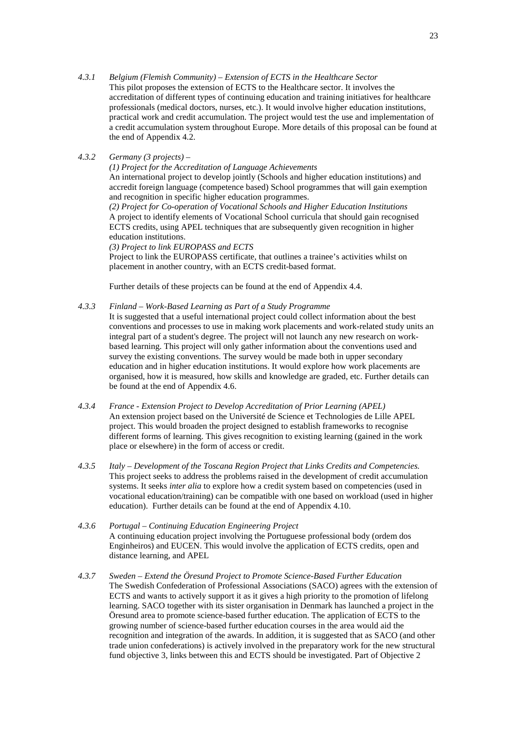*4.3.1 Belgium (Flemish Community) – Extension of ECTS in the Healthcare Sector*

This pilot proposes the extension of ECTS to the Healthcare sector. It involves the accreditation of different types of continuing education and training initiatives for healthcare professionals (medical doctors, nurses, etc.). It would involve higher education institutions, practical work and credit accumulation. The project would test the use and implementation of a credit accumulation system throughout Europe. More details of this proposal can be found at the end of Appendix 4.2.

*4.3.2 Germany (3 projects) –*

*(1) Project for the Accreditation of Language Achievements*

An international project to develop jointly (Schools and higher education institutions) and accredit foreign language (competence based) School programmes that will gain exemption and recognition in specific higher education programmes.

*(2) Project for Co-operation of Vocational Schools and Higher Education Institutions*

A project to identify elements of Vocational School curricula that should gain recognised ECTS credits, using APEL techniques that are subsequently given recognition in higher education institutions.

*(3) Project to link EUROPASS and ECTS*

Project to link the EUROPASS certificate, that outlines a trainee's activities whilst on placement in another country, with an ECTS credit-based format.

Further details of these projects can be found at the end of Appendix 4.4.

*4.3.3 Finland – Work-Based Learning as Part of a Study Programme*

It is suggested that a useful international project could collect information about the best conventions and processes to use in making work placements and work-related study units an integral part of a student's degree. The project will not launch any new research on work-based learning. This project will only gather information about the conventions used and survey the existing conventions. The survey would be made both in upper secondary education and in higher education institutions. It would explore how work placements are organised, how it is measured, how skills and knowledge are graded, etc. Further details can be found at the end of Appendix 4.6.

*4.3.4 France - Extension Project to Develop Accreditation of Prior Learning (APEL)*

An extension project based on the Université de Science et Technologies de Lille APEL project. This would broaden the project designed to establish frameworks to recognise different forms of learning. This gives recognition to existing learning (gained in the work place or elsewhere) in the form of access or credit.

*4.3.5 Italy – Development of the Toscana Region Project that Links Credits and Competencies.*

This project seeks to address the problems raised in the development of credit accumulation systems. It seeks *inter alia* to explore how a credit system based on competencies (used in vocational education/training) can be compatible with one based on workload (used in higher education). Further details can be found at the end of Appendix 4.10.

*4.3.6 Portugal – Continuing Education Engineering Project*

A continuing education project involving the Portuguese professional body (ordem dos Enginheiros) and EUCEN. This would involve the application of ECTS credits, open and distance learning, and APEL

*4.3.7 Sweden – Extend the Öresund Project to Promote Science-Based Further Education*

The Swedish Confederation of Professional Associations (SACO) agrees with the extension of ECTS and wants to actively support it as it gives a high priority to the promotion of lifelong learning. SACO together with its sister organisation in Denmark has launched a project in the Öresund area to promote science-based further education. The application of ECTS to the growing number of science-based further education courses in the area would aid the recognition and integration of the awards. In addition, it is suggested that as SACO (and other trade union confederations) is actively involved in the preparatory work for the new structural fund objective 3, links between this and ECTS should be investigated. Part of Objective 2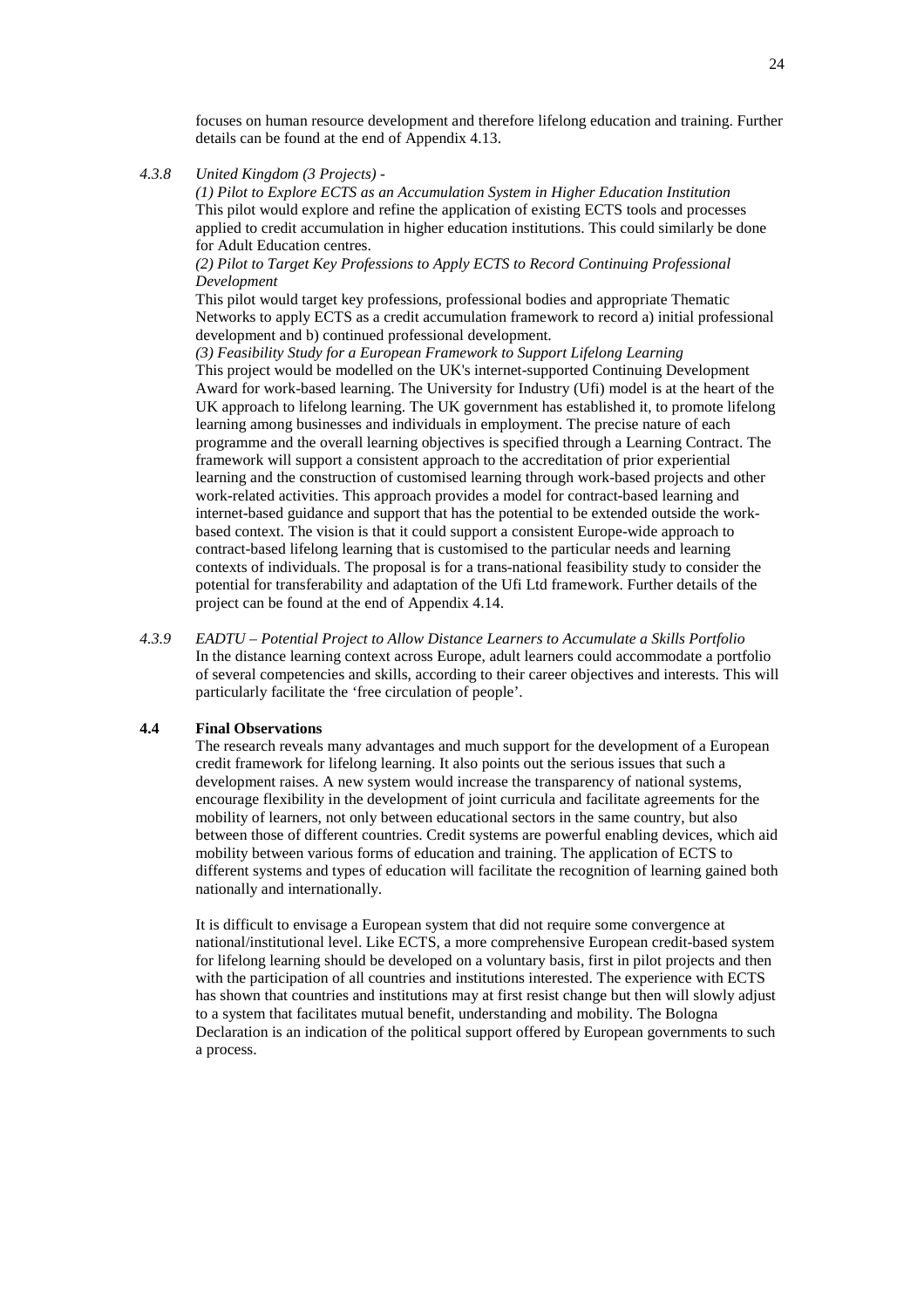focuses on human resource development and therefore lifelong education and training. Further details can be found at the end of Appendix 4.13.

*4.3.8 United Kingdom (3 Projects) -*

*(1) Pilot to Explore ECTS as an Accumulation System in Higher Education Institution*

This pilot would explore and refine the application of existing ECTS tools and processes applied to credit accumulation in higher education institutions. This could similarly be done for Adult Education centres.

*(2) Pilot to Target Key Professions to Apply ECTS to Record Continuing Professional Development*

This pilot would target key professions, professional bodies and appropriate Thematic Networks to apply ECTS as a credit accumulation framework to record a) initial professional development and b) continued professional development.

*(3) Feasibility Study for a European Framework to Support Lifelong Learning*

This project would be modelled on the UK's internet-supported Continuing Development Award for work-based learning. The University for Industry (Ufi) model is at the heart of the UK approach to lifelong learning. The UK government has established it, to promote lifelong learning among businesses and individuals in employment. The precise nature of each programme and the overall learning objectives is specified through a Learning Contract. The framework will support a consistent approach to the accreditation of prior experiential learning and the construction of customised learning through work-based projects and other work-related activities. This approach provides a model for contract-based learning and internet-based guidance and support that has the potential to be extended outside the work-based context. The vision is that it could support a consistent Europe-wide approach to contract-based lifelong learning that is customised to the particular needs and learning contexts of individuals. The proposal is for a trans-national feasibility study to consider the potential for transferability and adaptation of the Ufi Ltd framework. Further details of the project can be found at the end of Appendix 4.14.

*4.3.9 EADTU – Potential Project to Allow Distance Learners to Accumulate a Skills Portfolio*

In the distance learning context across Europe, adult learners could accommodate a portfolio of several competencies and skills, according to their career objectives and interests. This will particularly facilitate the 'free circulation of people'.

### 4.4 Final Observations

The research reveals many advantages and much support for the development of a European credit framework for lifelong learning. It also points out the serious issues that such a development raises. A new system would increase the transparency of national systems, encourage flexibility in the development of joint curricula and facilitate agreements for the mobility of learners, not only between educational sectors in the same country, but also between those of different countries. Credit systems are powerful enabling devices, which aid mobility between various forms of education and training. The application of ECTS to different systems and types of education will facilitate the recognition of learning gained both nationally and internationally.

It is difficult to envisage a European system that did not require some convergence at national/institutional level. Like ECTS, a more comprehensive European credit-based system for lifelong learning should be developed on a voluntary basis, first in pilot projects and then with the participation of all countries and institutions interested. The experience with ECTS has shown that countries and institutions may at first resist change but then will slowly adjust to a system that facilitates mutual benefit, understanding and mobility. The Bologna Declaration is an indication of the political support offered by European governments to such a process.